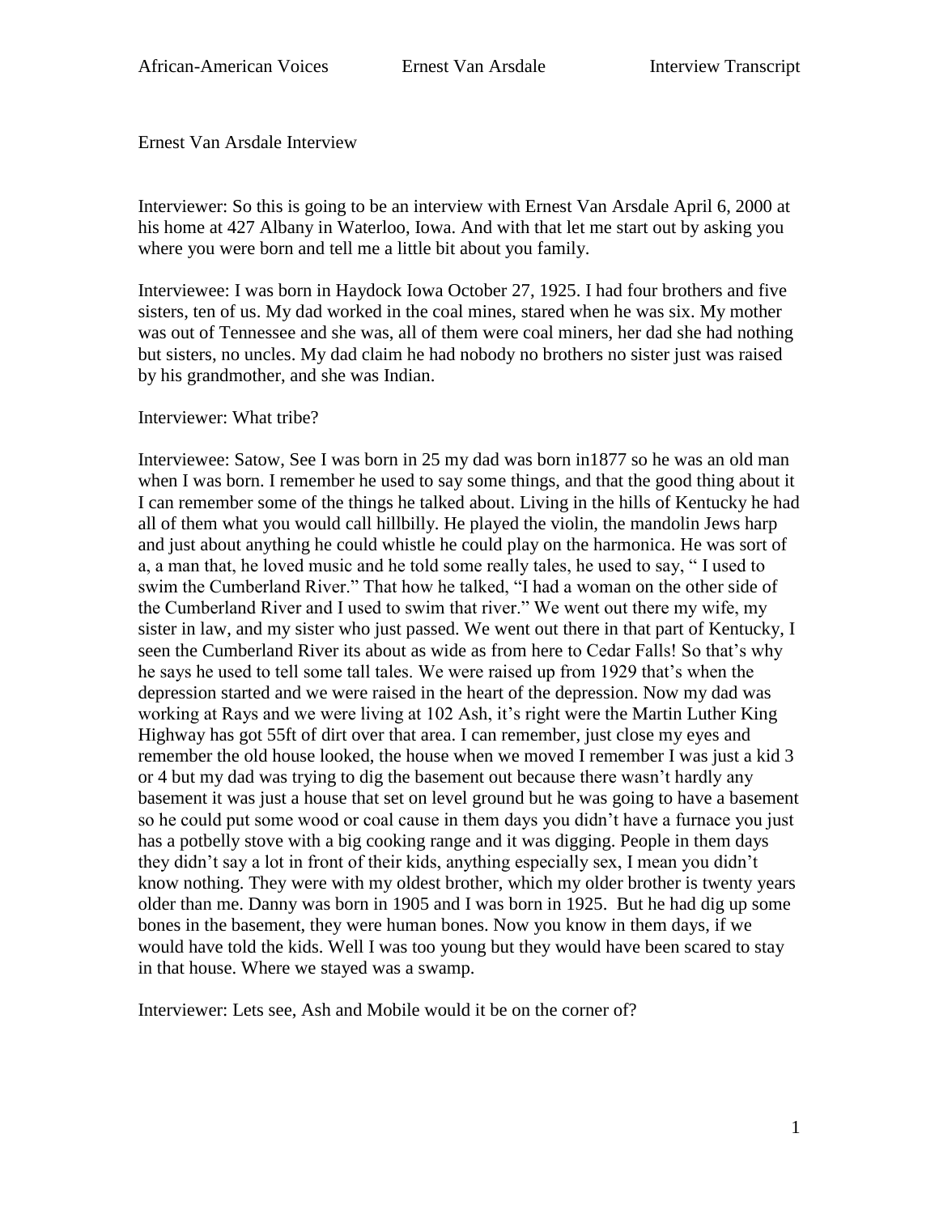Ernest Van Arsdale Interview

Interviewer: So this is going to be an interview with Ernest Van Arsdale April 6, 2000 at his home at 427 Albany in Waterloo, Iowa. And with that let me start out by asking you where you were born and tell me a little bit about you family.

Interviewee: I was born in Haydock Iowa October 27, 1925. I had four brothers and five sisters, ten of us. My dad worked in the coal mines, stared when he was six. My mother was out of Tennessee and she was, all of them were coal miners, her dad she had nothing but sisters, no uncles. My dad claim he had nobody no brothers no sister just was raised by his grandmother, and she was Indian.

Interviewer: What tribe?

Interviewee: Satow, See I was born in 25 my dad was born in1877 so he was an old man when I was born. I remember he used to say some things, and that the good thing about it I can remember some of the things he talked about. Living in the hills of Kentucky he had all of them what you would call hillbilly. He played the violin, the mandolin Jews harp and just about anything he could whistle he could play on the harmonica. He was sort of a, a man that, he loved music and he told some really tales, he used to say, " I used to swim the Cumberland River." That how he talked, "I had a woman on the other side of the Cumberland River and I used to swim that river." We went out there my wife, my sister in law, and my sister who just passed. We went out there in that part of Kentucky, I seen the Cumberland River its about as wide as from here to Cedar Falls! So that's why he says he used to tell some tall tales. We were raised up from 1929 that's when the depression started and we were raised in the heart of the depression. Now my dad was working at Rays and we were living at 102 Ash, it's right were the Martin Luther King Highway has got 55ft of dirt over that area. I can remember, just close my eyes and remember the old house looked, the house when we moved I remember I was just a kid 3 or 4 but my dad was trying to dig the basement out because there wasn't hardly any basement it was just a house that set on level ground but he was going to have a basement so he could put some wood or coal cause in them days you didn't have a furnace you just has a potbelly stove with a big cooking range and it was digging. People in them days they didn't say a lot in front of their kids, anything especially sex, I mean you didn't know nothing. They were with my oldest brother, which my older brother is twenty years older than me. Danny was born in 1905 and I was born in 1925. But he had dig up some bones in the basement, they were human bones. Now you know in them days, if we would have told the kids. Well I was too young but they would have been scared to stay in that house. Where we stayed was a swamp.

Interviewer: Lets see, Ash and Mobile would it be on the corner of?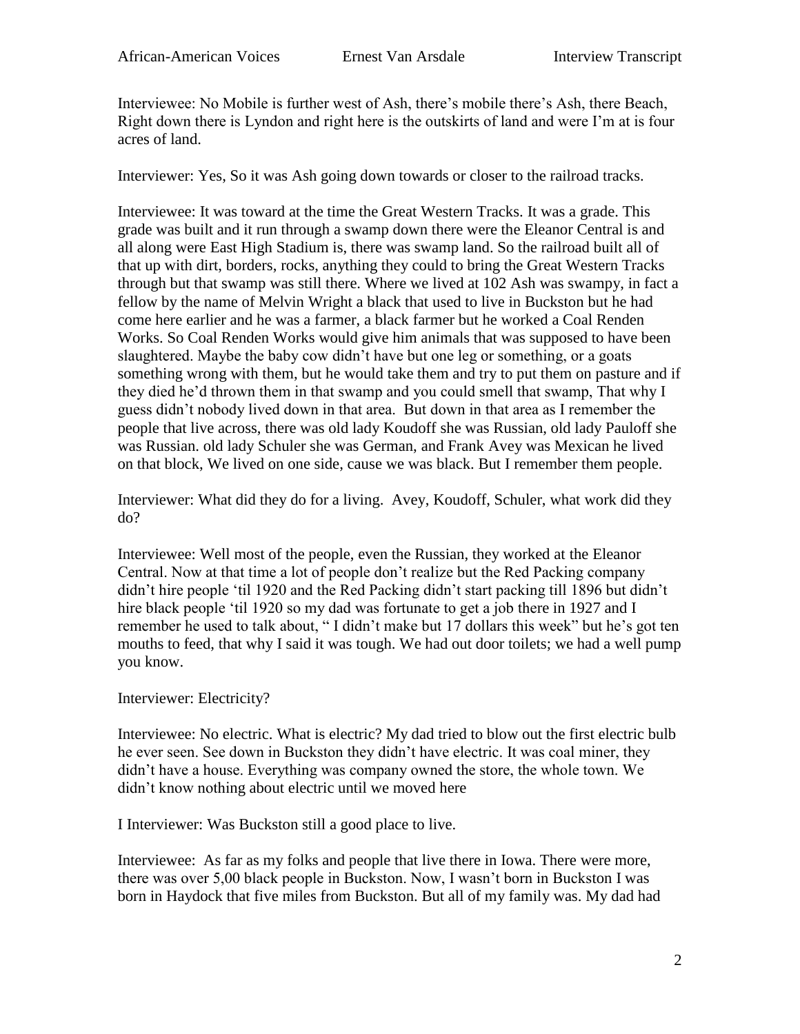Interviewee: No Mobile is further west of Ash, there's mobile there's Ash, there Beach, Right down there is Lyndon and right here is the outskirts of land and were I'm at is four acres of land.

Interviewer: Yes, So it was Ash going down towards or closer to the railroad tracks.

Interviewee: It was toward at the time the Great Western Tracks. It was a grade. This grade was built and it run through a swamp down there were the Eleanor Central is and all along were East High Stadium is, there was swamp land. So the railroad built all of that up with dirt, borders, rocks, anything they could to bring the Great Western Tracks through but that swamp was still there. Where we lived at 102 Ash was swampy, in fact a fellow by the name of Melvin Wright a black that used to live in Buckston but he had come here earlier and he was a farmer, a black farmer but he worked a Coal Renden Works. So Coal Renden Works would give him animals that was supposed to have been slaughtered. Maybe the baby cow didn't have but one leg or something, or a goats something wrong with them, but he would take them and try to put them on pasture and if they died he'd thrown them in that swamp and you could smell that swamp, That why I guess didn't nobody lived down in that area. But down in that area as I remember the people that live across, there was old lady Koudoff she was Russian, old lady Pauloff she was Russian. old lady Schuler she was German, and Frank Avey was Mexican he lived on that block, We lived on one side, cause we was black. But I remember them people.

Interviewer: What did they do for a living. Avey, Koudoff, Schuler, what work did they do?

Interviewee: Well most of the people, even the Russian, they worked at the Eleanor Central. Now at that time a lot of people don't realize but the Red Packing company didn't hire people 'til 1920 and the Red Packing didn't start packing till 1896 but didn't hire black people 'til 1920 so my dad was fortunate to get a job there in 1927 and I remember he used to talk about, " I didn't make but 17 dollars this week" but he's got ten mouths to feed, that why I said it was tough. We had out door toilets; we had a well pump you know.

Interviewer: Electricity?

Interviewee: No electric. What is electric? My dad tried to blow out the first electric bulb he ever seen. See down in Buckston they didn't have electric. It was coal miner, they didn't have a house. Everything was company owned the store, the whole town. We didn't know nothing about electric until we moved here

I Interviewer: Was Buckston still a good place to live.

Interviewee: As far as my folks and people that live there in Iowa. There were more, there was over 5,00 black people in Buckston. Now, I wasn't born in Buckston I was born in Haydock that five miles from Buckston. But all of my family was. My dad had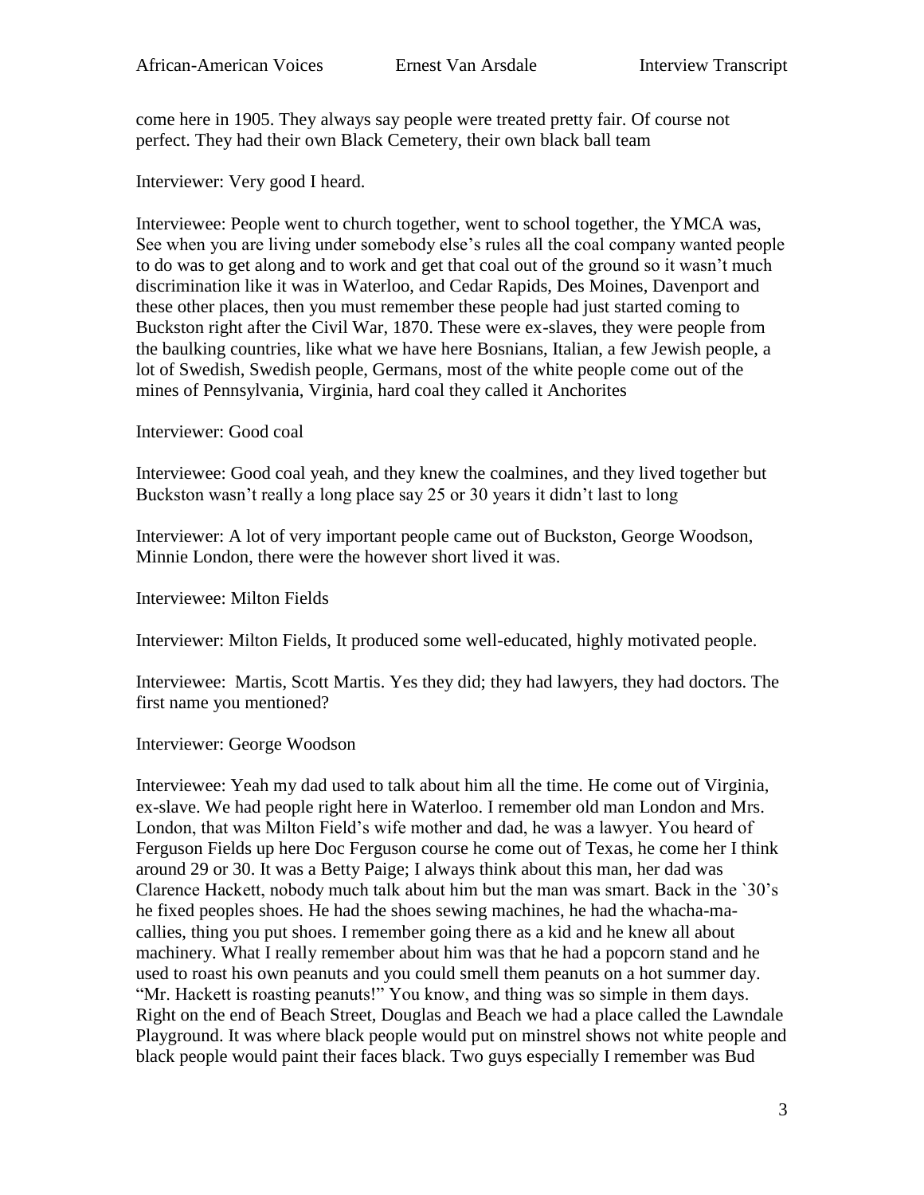come here in 1905. They always say people were treated pretty fair. Of course not perfect. They had their own Black Cemetery, their own black ball team

Interviewer: Very good I heard.

Interviewee: People went to church together, went to school together, the YMCA was, See when you are living under somebody else's rules all the coal company wanted people to do was to get along and to work and get that coal out of the ground so it wasn't much discrimination like it was in Waterloo, and Cedar Rapids, Des Moines, Davenport and these other places, then you must remember these people had just started coming to Buckston right after the Civil War, 1870. These were ex-slaves, they were people from the baulking countries, like what we have here Bosnians, Italian, a few Jewish people, a lot of Swedish, Swedish people, Germans, most of the white people come out of the mines of Pennsylvania, Virginia, hard coal they called it Anchorites

Interviewer: Good coal

Interviewee: Good coal yeah, and they knew the coalmines, and they lived together but Buckston wasn't really a long place say 25 or 30 years it didn't last to long

Interviewer: A lot of very important people came out of Buckston, George Woodson, Minnie London, there were the however short lived it was.

Interviewee: Milton Fields

Interviewer: Milton Fields, It produced some well-educated, highly motivated people.

Interviewee: Martis, Scott Martis. Yes they did; they had lawyers, they had doctors. The first name you mentioned?

Interviewer: George Woodson

Interviewee: Yeah my dad used to talk about him all the time. He come out of Virginia, ex-slave. We had people right here in Waterloo. I remember old man London and Mrs. London, that was Milton Field's wife mother and dad, he was a lawyer. You heard of Ferguson Fields up here Doc Ferguson course he come out of Texas, he come her I think around 29 or 30. It was a Betty Paige; I always think about this man, her dad was Clarence Hackett, nobody much talk about him but the man was smart. Back in the `30's he fixed peoples shoes. He had the shoes sewing machines, he had the whacha-ma-callies, thing you put shoes. I remember going there as a kid and he knew all about machinery. What I really remember about him was that he had a popcorn stand and he used to roast his own peanuts and you could smell them peanuts on a hot summer day. "Mr. Hackett is roasting peanuts!" You know, and thing was so simple in them days. Right on the end of Beach Street, Douglas and Beach we had a place called the Lawndale Playground. It was where black people would put on minstrel shows not white people and black people would paint their faces black. Two guys especially I remember was Bud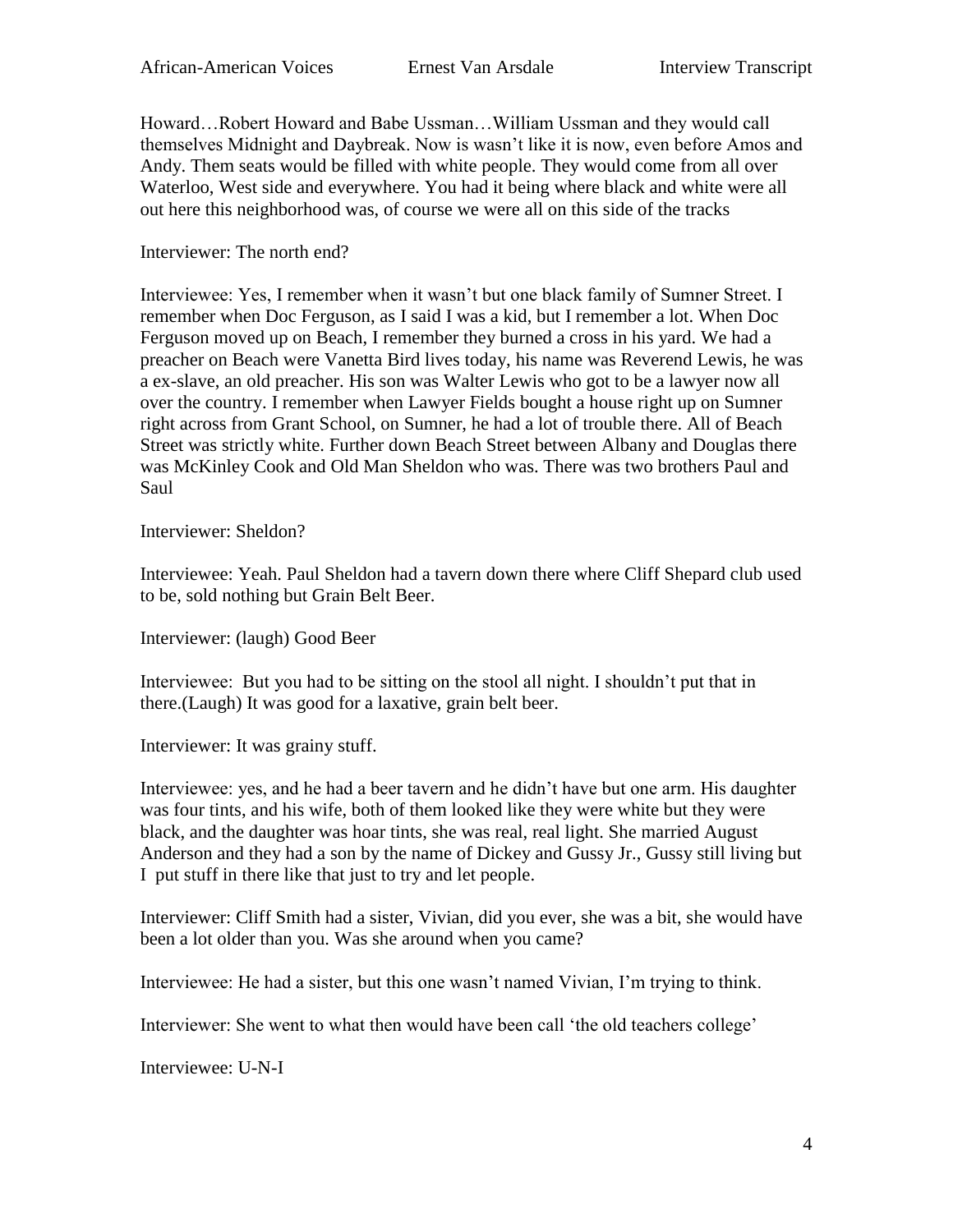Howard…Robert Howard and Babe Ussman…William Ussman and they would call themselves Midnight and Daybreak. Now is wasn't like it is now, even before Amos and Andy. Them seats would be filled with white people. They would come from all over Waterloo, West side and everywhere. You had it being where black and white were all out here this neighborhood was, of course we were all on this side of the tracks

Interviewer: The north end?

Interviewee: Yes, I remember when it wasn't but one black family of Sumner Street. I remember when Doc Ferguson, as I said I was a kid, but I remember a lot. When Doc Ferguson moved up on Beach, I remember they burned a cross in his yard. We had a preacher on Beach were Vanetta Bird lives today, his name was Reverend Lewis, he was a ex-slave, an old preacher. His son was Walter Lewis who got to be a lawyer now all over the country. I remember when Lawyer Fields bought a house right up on Sumner right across from Grant School, on Sumner, he had a lot of trouble there. All of Beach Street was strictly white. Further down Beach Street between Albany and Douglas there was McKinley Cook and Old Man Sheldon who was. There was two brothers Paul and Saul

Interviewer: Sheldon?

Interviewee: Yeah. Paul Sheldon had a tavern down there where Cliff Shepard club used to be, sold nothing but Grain Belt Beer.

Interviewer: (laugh) Good Beer

Interviewee: But you had to be sitting on the stool all night. I shouldn't put that in there.(Laugh) It was good for a laxative, grain belt beer.

Interviewer: It was grainy stuff.

Interviewee: yes, and he had a beer tavern and he didn't have but one arm. His daughter was four tints, and his wife, both of them looked like they were white but they were black, and the daughter was hoar tints, she was real, real light. She married August Anderson and they had a son by the name of Dickey and Gussy Jr., Gussy still living but I put stuff in there like that just to try and let people.

Interviewer: Cliff Smith had a sister, Vivian, did you ever, she was a bit, she would have been a lot older than you. Was she around when you came?

Interviewee: He had a sister, but this one wasn't named Vivian, I'm trying to think.

Interviewer: She went to what then would have been call 'the old teachers college'

Interviewee: U-N-I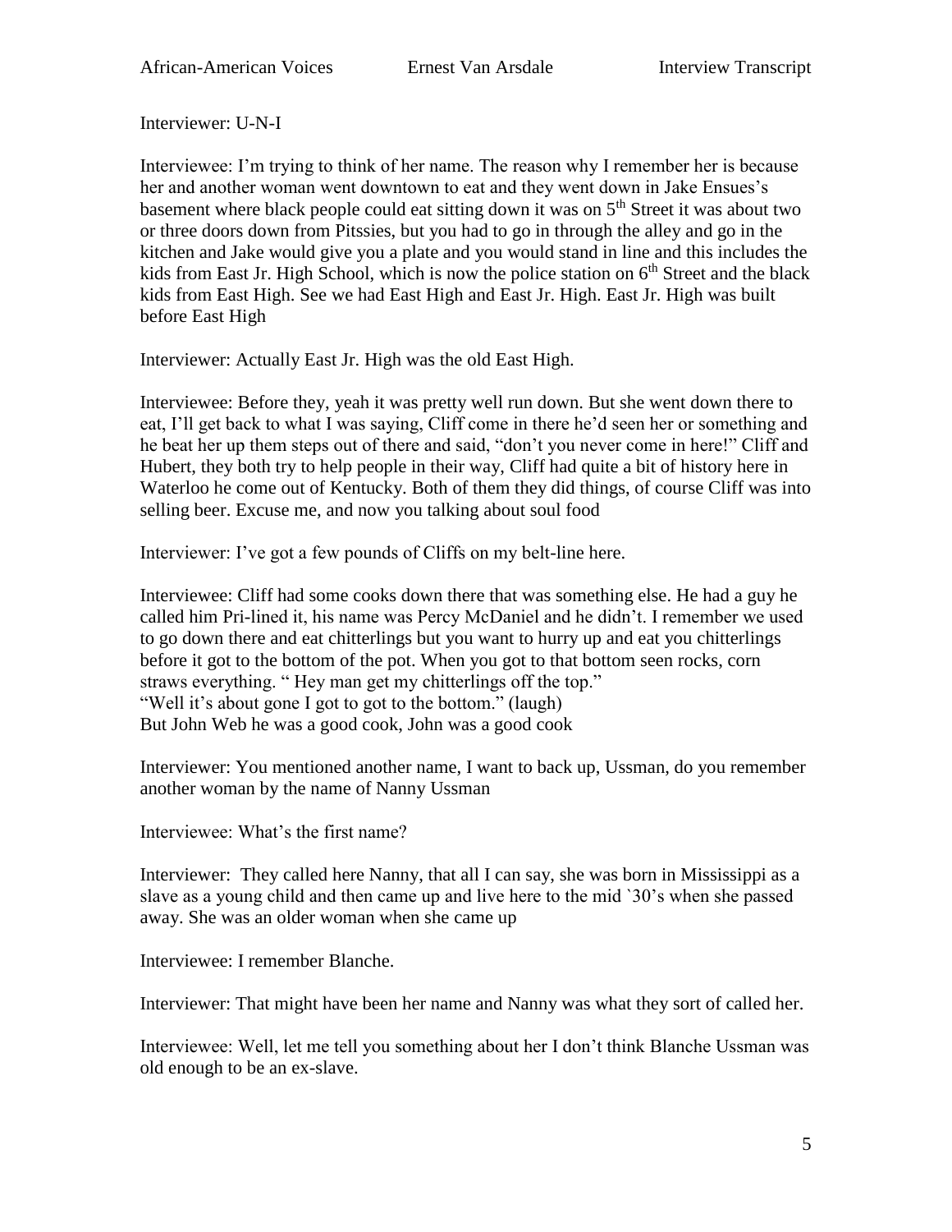Interviewer: U-N-I

Interviewee: I'm trying to think of her name. The reason why I remember her is because her and another woman went downtown to eat and they went down in Jake Ensues's basement where black people could eat sitting down it was on 5th Street it was about two or three doors down from Pitssies, but you had to go in through the alley and go in the kitchen and Jake would give you a plate and you would stand in line and this includes the kids from East Jr. High School, which is now the police station on 6th Street and the black kids from East High. See we had East High and East Jr. High. East Jr. High was built before East High

Interviewer: Actually East Jr. High was the old East High.

Interviewee: Before they, yeah it was pretty well run down. But she went down there to eat, I'll get back to what I was saying, Cliff come in there he'd seen her or something and he beat her up them steps out of there and said, "don't you never come in here!" Cliff and Hubert, they both try to help people in their way, Cliff had quite a bit of history here in Waterloo he come out of Kentucky. Both of them they did things, of course Cliff was into selling beer. Excuse me, and now you talking about soul food

Interviewer: I've got a few pounds of Cliffs on my belt-line here.

Interviewee: Cliff had some cooks down there that was something else. He had a guy he called him Pri-lined it, his name was Percy McDaniel and he didn't. I remember we used to go down there and eat chitterlings but you want to hurry up and eat you chitterlings before it got to the bottom of the pot. When you got to that bottom seen rocks, corn straws everything. " Hey man get my chitterlings off the top."
"Well it's about gone I got to got to the bottom." (laugh)
But John Web he was a good cook, John was a good cook

Interviewer: You mentioned another name, I want to back up, Ussman, do you remember another woman by the name of Nanny Ussman

Interviewee: What's the first name?

Interviewer: They called here Nanny, that all I can say, she was born in Mississippi as a slave as a young child and then came up and live here to the mid `30's when she passed away. She was an older woman when she came up

Interviewee: I remember Blanche.

Interviewer: That might have been her name and Nanny was what they sort of called her.

Interviewee: Well, let me tell you something about her I don't think Blanche Ussman was old enough to be an ex-slave.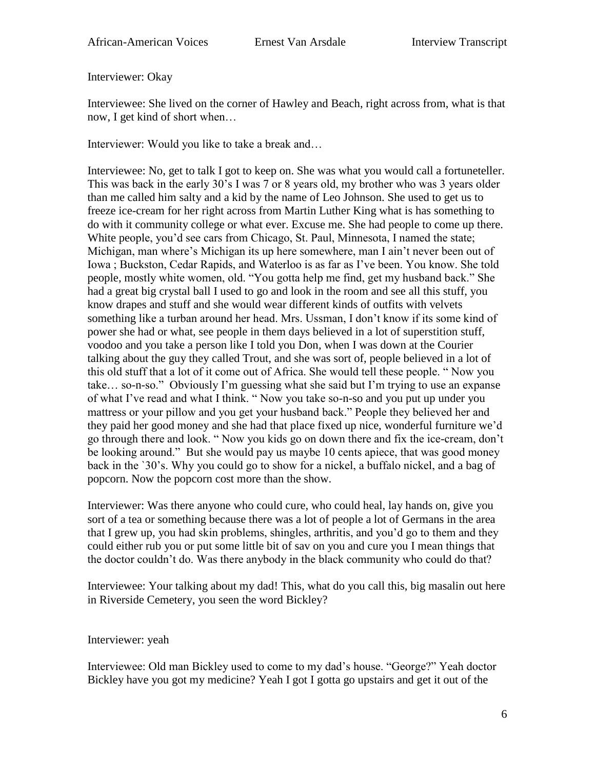Interviewer: Okay

Interviewee: She lived on the corner of Hawley and Beach, right across from, what is that now, I get kind of short when…

Interviewer: Would you like to take a break and…

Interviewee: No, get to talk I got to keep on. She was what you would call a fortuneteller. This was back in the early 30's I was 7 or 8 years old, my brother who was 3 years older than me called him salty and a kid by the name of Leo Johnson. She used to get us to freeze ice-cream for her right across from Martin Luther King what is has something to do with it community college or what ever. Excuse me. She had people to come up there. White people, you'd see cars from Chicago, St. Paul, Minnesota, I named the state; Michigan, man where's Michigan its up here somewhere, man I ain't never been out of Iowa ; Buckston, Cedar Rapids, and Waterloo is as far as I've been. You know. She told people, mostly white women, old. "You gotta help me find, get my husband back." She had a great big crystal ball I used to go and look in the room and see all this stuff, you know drapes and stuff and she would wear different kinds of outfits with velvets something like a turban around her head. Mrs. Ussman, I don't know if its some kind of power she had or what, see people in them days believed in a lot of superstition stuff, voodoo and you take a person like I told you Don, when I was down at the Courier talking about the guy they called Trout, and she was sort of, people believed in a lot of this old stuff that a lot of it come out of Africa. She would tell these people. " Now you take… so-n-so." Obviously I'm guessing what she said but I'm trying to use an expanse of what I've read and what I think. " Now you take so-n-so and you put up under you mattress or your pillow and you get your husband back." People they believed her and they paid her good money and she had that place fixed up nice, wonderful furniture we'd go through there and look. " Now you kids go on down there and fix the ice-cream, don't be looking around." But she would pay us maybe 10 cents apiece, that was good money back in the `30's. Why you could go to show for a nickel, a buffalo nickel, and a bag of popcorn. Now the popcorn cost more than the show.

Interviewer: Was there anyone who could cure, who could heal, lay hands on, give you sort of a tea or something because there was a lot of people a lot of Germans in the area that I grew up, you had skin problems, shingles, arthritis, and you'd go to them and they could either rub you or put some little bit of sav on you and cure you I mean things that the doctor couldn't do. Was there anybody in the black community who could do that?

Interviewee: Your talking about my dad! This, what do you call this, big masalin out here in Riverside Cemetery, you seen the word Bickley?

Interviewer: yeah

Interviewee: Old man Bickley used to come to my dad's house. "George?" Yeah doctor Bickley have you got my medicine? Yeah I got I gotta go upstairs and get it out of the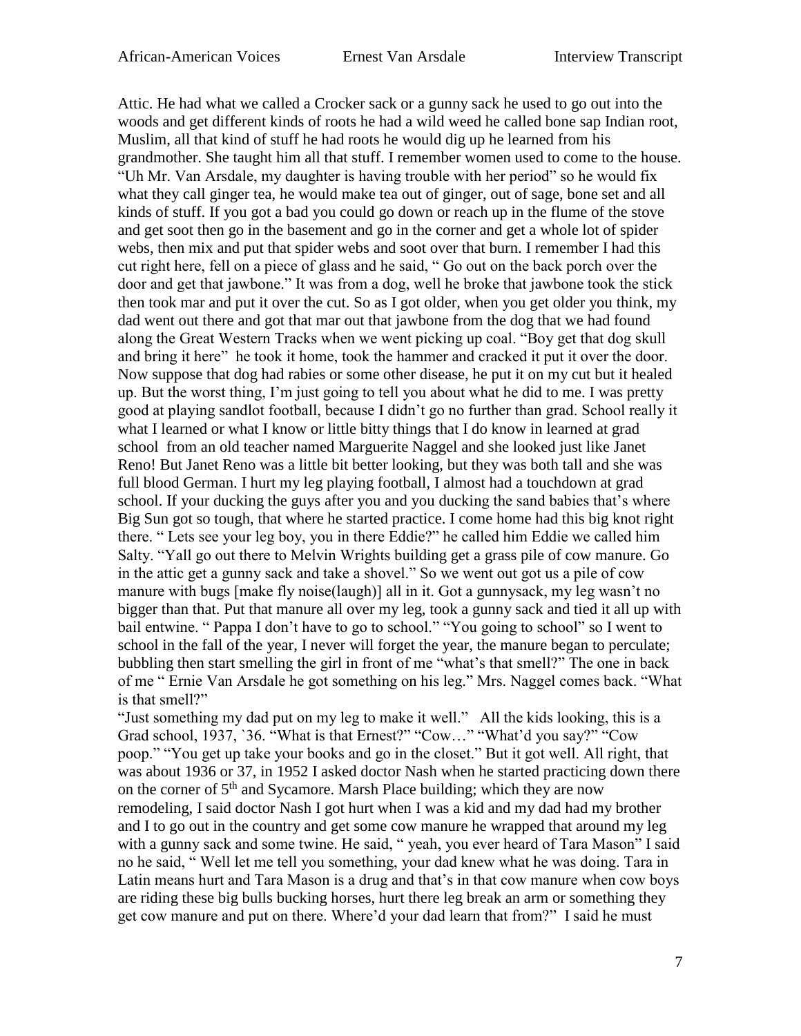Attic. He had what we called a Crocker sack or a gunny sack he used to go out into the woods and get different kinds of roots he had a wild weed he called bone sap Indian root, Muslim, all that kind of stuff he had roots he would dig up he learned from his grandmother. She taught him all that stuff. I remember women used to come to the house. "Uh Mr. Van Arsdale, my daughter is having trouble with her period" so he would fix what they call ginger tea, he would make tea out of ginger, out of sage, bone set and all kinds of stuff. If you got a bad you could go down or reach up in the flume of the stove and get soot then go in the basement and go in the corner and get a whole lot of spider webs, then mix and put that spider webs and soot over that burn. I remember I had this cut right here, fell on a piece of glass and he said, " Go out on the back porch over the door and get that jawbone." It was from a dog, well he broke that jawbone took the stick then took mar and put it over the cut. So as I got older, when you get older you think, my dad went out there and got that mar out that jawbone from the dog that we had found along the Great Western Tracks when we went picking up coal. "Boy get that dog skull and bring it here" he took it home, took the hammer and cracked it put it over the door. Now suppose that dog had rabies or some other disease, he put it on my cut but it healed up. But the worst thing, I'm just going to tell you about what he did to me. I was pretty good at playing sandlot football, because I didn't go no further than grad. School really it what I learned or what I know or little bitty things that I do know in learned at grad school from an old teacher named Marguerite Naggel and she looked just like Janet Reno! But Janet Reno was a little bit better looking, but they was both tall and she was full blood German. I hurt my leg playing football, I almost had a touchdown at grad school. If your ducking the guys after you and you ducking the sand babies that's where Big Sun got so tough, that where he started practice. I come home had this big knot right there. " Lets see your leg boy, you in there Eddie?" he called him Eddie we called him Salty. "Yall go out there to Melvin Wrights building get a grass pile of cow manure. Go in the attic get a gunny sack and take a shovel." So we went out got us a pile of cow manure with bugs [make fly noise(laugh)] all in it. Got a gunnysack, my leg wasn't no bigger than that. Put that manure all over my leg, took a gunny sack and tied it all up with bail entwine. " Pappa I don't have to go to school." "You going to school" so I went to school in the fall of the year, I never will forget the year, the manure began to perculate; bubbling then start smelling the girl in front of me "what's that smell?" The one in back of me " Ernie Van Arsdale he got something on his leg." Mrs. Naggel comes back. "What is that smell?"

"Just something my dad put on my leg to make it well." All the kids looking, this is a Grad school, 1937, `36. "What is that Ernest?" "Cow…" "What'd you say?" "Cow poop." "You get up take your books and go in the closet." But it got well. All right, that was about 1936 or 37, in 1952 I asked doctor Nash when he started practicing down there on the corner of 5th and Sycamore. Marsh Place building; which they are now remodeling, I said doctor Nash I got hurt when I was a kid and my dad had my brother and I to go out in the country and get some cow manure he wrapped that around my leg with a gunny sack and some twine. He said, " yeah, you ever heard of Tara Mason" I said no he said, " Well let me tell you something, your dad knew what he was doing. Tara in Latin means hurt and Tara Mason is a drug and that's in that cow manure when cow boys are riding these big bulls bucking horses, hurt there leg break an arm or something they get cow manure and put on there. Where'd your dad learn that from?" I said he must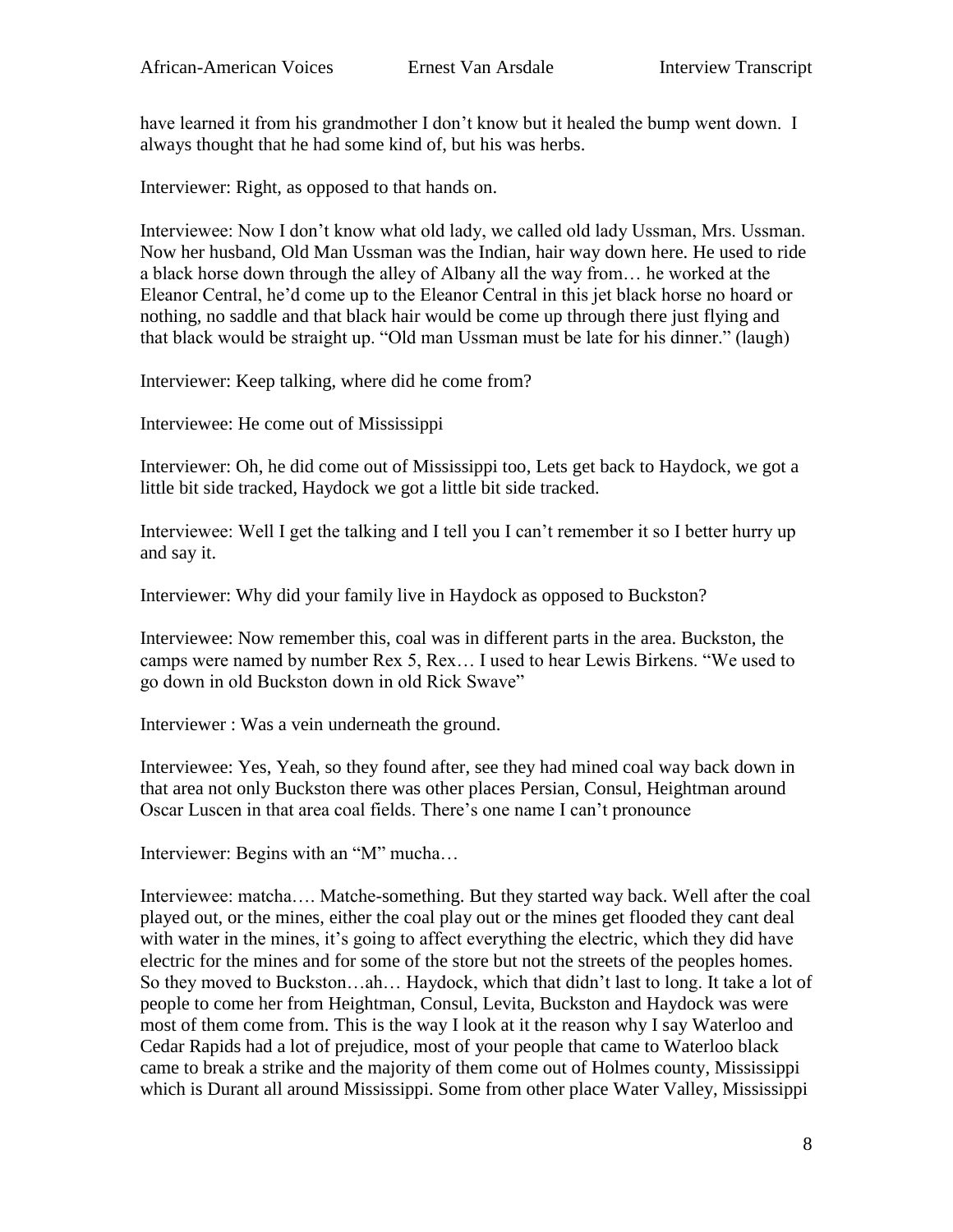have learned it from his grandmother I don't know but it healed the bump went down. I always thought that he had some kind of, but his was herbs.

Interviewer: Right, as opposed to that hands on.

Interviewee: Now I don't know what old lady, we called old lady Ussman, Mrs. Ussman. Now her husband, Old Man Ussman was the Indian, hair way down here. He used to ride a black horse down through the alley of Albany all the way from… he worked at the Eleanor Central, he'd come up to the Eleanor Central in this jet black horse no hoard or nothing, no saddle and that black hair would be come up through there just flying and that black would be straight up. "Old man Ussman must be late for his dinner." (laugh)

Interviewer: Keep talking, where did he come from?

Interviewee: He come out of Mississippi

Interviewer: Oh, he did come out of Mississippi too, Lets get back to Haydock, we got a little bit side tracked, Haydock we got a little bit side tracked.

Interviewee: Well I get the talking and I tell you I can't remember it so I better hurry up and say it.

Interviewer: Why did your family live in Haydock as opposed to Buckston?

Interviewee: Now remember this, coal was in different parts in the area. Buckston, the camps were named by number Rex 5, Rex… I used to hear Lewis Birkens. "We used to go down in old Buckston down in old Rick Swave"

Interviewer : Was a vein underneath the ground.

Interviewee: Yes, Yeah, so they found after, see they had mined coal way back down in that area not only Buckston there was other places Persian, Consul, Heightman around Oscar Luscen in that area coal fields. There's one name I can't pronounce

Interviewer: Begins with an "M" mucha…

Interviewee: matcha…. Matche-something. But they started way back. Well after the coal played out, or the mines, either the coal play out or the mines get flooded they cant deal with water in the mines, it's going to affect everything the electric, which they did have electric for the mines and for some of the store but not the streets of the peoples homes. So they moved to Buckston…ah… Haydock, which that didn't last to long. It take a lot of people to come her from Heightman, Consul, Levita, Buckston and Haydock was were most of them come from. This is the way I look at it the reason why I say Waterloo and Cedar Rapids had a lot of prejudice, most of your people that came to Waterloo black came to break a strike and the majority of them come out of Holmes county, Mississippi which is Durant all around Mississippi. Some from other place Water Valley, Mississippi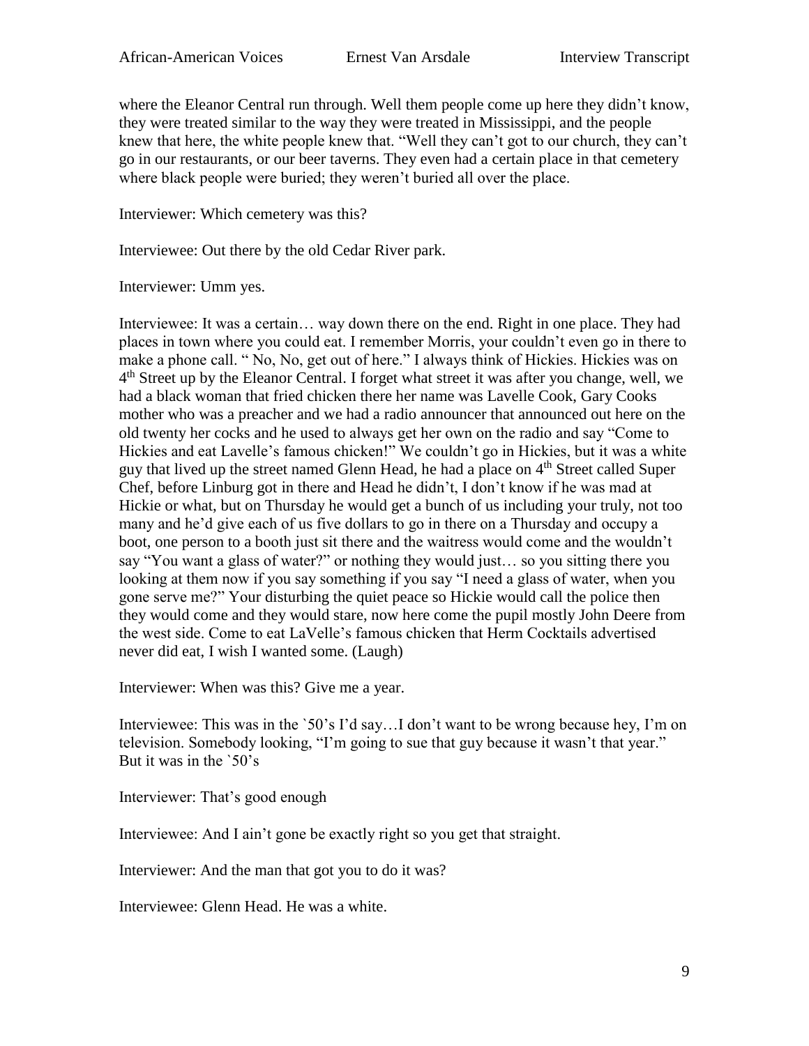where the Eleanor Central run through. Well them people come up here they didn't know, they were treated similar to the way they were treated in Mississippi, and the people knew that here, the white people knew that. "Well they can't got to our church, they can't go in our restaurants, or our beer taverns. They even had a certain place in that cemetery where black people were buried; they weren't buried all over the place.

Interviewer: Which cemetery was this?

Interviewee: Out there by the old Cedar River park.

Interviewer: Umm yes.

Interviewee: It was a certain… way down there on the end. Right in one place. They had places in town where you could eat. I remember Morris, your couldn't even go in there to make a phone call. " No, No, get out of here." I always think of Hickies. Hickies was on 4th Street up by the Eleanor Central. I forget what street it was after you change, well, we had a black woman that fried chicken there her name was Lavelle Cook, Gary Cooks mother who was a preacher and we had a radio announcer that announced out here on the old twenty her cocks and he used to always get her own on the radio and say "Come to Hickies and eat Lavelle's famous chicken!" We couldn't go in Hickies, but it was a white guy that lived up the street named Glenn Head, he had a place on 4th Street called Super Chef, before Linburg got in there and Head he didn't, I don't know if he was mad at Hickie or what, but on Thursday he would get a bunch of us including your truly, not too many and he'd give each of us five dollars to go in there on a Thursday and occupy a boot, one person to a booth just sit there and the waitress would come and the wouldn't say "You want a glass of water?" or nothing they would just… so you sitting there you looking at them now if you say something if you say "I need a glass of water, when you gone serve me?" Your disturbing the quiet peace so Hickie would call the police then they would come and they would stare, now here come the pupil mostly John Deere from the west side. Come to eat LaVelle's famous chicken that Herm Cocktails advertised never did eat, I wish I wanted some. (Laugh)

Interviewer: When was this? Give me a year.

Interviewee: This was in the `50's I'd say…I don't want to be wrong because hey, I'm on television. Somebody looking, "I'm going to sue that guy because it wasn't that year." But it was in the `50's

Interviewer: That's good enough

Interviewee: And I ain't gone be exactly right so you get that straight.

Interviewer: And the man that got you to do it was?

Interviewee: Glenn Head. He was a white.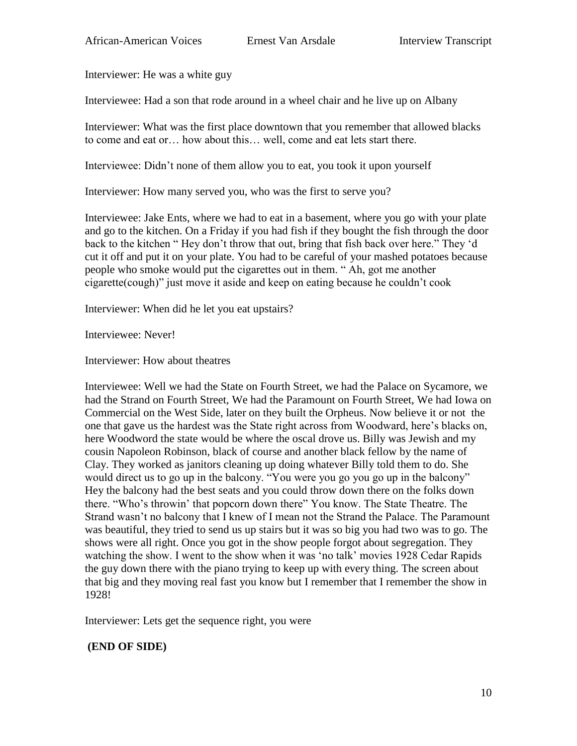Interviewer: He was a white guy

Interviewee: Had a son that rode around in a wheel chair and he live up on Albany

Interviewer: What was the first place downtown that you remember that allowed blacks to come and eat or… how about this… well, come and eat lets start there.

Interviewee: Didn't none of them allow you to eat, you took it upon yourself

Interviewer: How many served you, who was the first to serve you?

Interviewee: Jake Ents, where we had to eat in a basement, where you go with your plate and go to the kitchen. On a Friday if you had fish if they bought the fish through the door back to the kitchen " Hey don't throw that out, bring that fish back over here." They 'd cut it off and put it on your plate. You had to be careful of your mashed potatoes because people who smoke would put the cigarettes out in them. " Ah, got me another cigarette(cough)" just move it aside and keep on eating because he couldn't cook

Interviewer: When did he let you eat upstairs?

Interviewee: Never!

Interviewer: How about theatres

Interviewee: Well we had the State on Fourth Street, we had the Palace on Sycamore, we had the Strand on Fourth Street, We had the Paramount on Fourth Street, We had Iowa on Commercial on the West Side, later on they built the Orpheus. Now believe it or not the one that gave us the hardest was the State right across from Woodward, here's blacks on, here Woodword the state would be where the oscal drove us. Billy was Jewish and my cousin Napoleon Robinson, black of course and another black fellow by the name of Clay. They worked as janitors cleaning up doing whatever Billy told them to do. She would direct us to go up in the balcony. "You were you go you go up in the balcony" Hey the balcony had the best seats and you could throw down there on the folks down there. "Who's throwin' that popcorn down there" You know. The State Theatre. The Strand wasn't no balcony that I knew of I mean not the Strand the Palace. The Paramount was beautiful, they tried to send us up stairs but it was so big you had two was to go. The shows were all right. Once you got in the show people forgot about segregation. They watching the show. I went to the show when it was 'no talk' movies 1928 Cedar Rapids the guy down there with the piano trying to keep up with every thing. The screen about that big and they moving real fast you know but I remember that I remember the show in 1928!

Interviewer: Lets get the sequence right, you were

**(END OF SIDE)**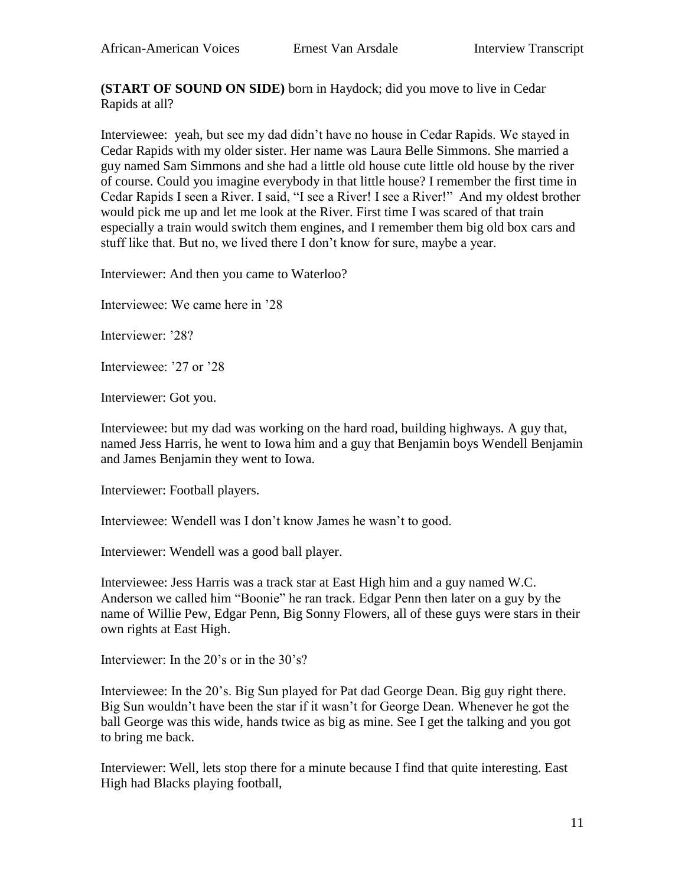**(START OF SOUND ON SIDE)** born in Haydock; did you move to live in Cedar Rapids at all?

Interviewee: yeah, but see my dad didn't have no house in Cedar Rapids. We stayed in Cedar Rapids with my older sister. Her name was Laura Belle Simmons. She married a guy named Sam Simmons and she had a little old house cute little old house by the river of course. Could you imagine everybody in that little house? I remember the first time in Cedar Rapids I seen a River. I said, "I see a River! I see a River!" And my oldest brother would pick me up and let me look at the River. First time I was scared of that train especially a train would switch them engines, and I remember them big old box cars and stuff like that. But no, we lived there I don't know for sure, maybe a year.

Interviewer: And then you came to Waterloo?

Interviewee: We came here in '28

Interviewer: '28?

Interviewee: '27 or '28

Interviewer: Got you.

Interviewee: but my dad was working on the hard road, building highways. A guy that, named Jess Harris, he went to Iowa him and a guy that Benjamin boys Wendell Benjamin and James Benjamin they went to Iowa.

Interviewer: Football players.

Interviewee: Wendell was I don't know James he wasn't to good.

Interviewer: Wendell was a good ball player.

Interviewee: Jess Harris was a track star at East High him and a guy named W.C. Anderson we called him "Boonie" he ran track. Edgar Penn then later on a guy by the name of Willie Pew, Edgar Penn, Big Sonny Flowers, all of these guys were stars in their own rights at East High.

Interviewer: In the 20's or in the 30's?

Interviewee: In the 20's. Big Sun played for Pat dad George Dean. Big guy right there. Big Sun wouldn't have been the star if it wasn't for George Dean. Whenever he got the ball George was this wide, hands twice as big as mine. See I get the talking and you got to bring me back.

Interviewer: Well, lets stop there for a minute because I find that quite interesting. East High had Blacks playing football,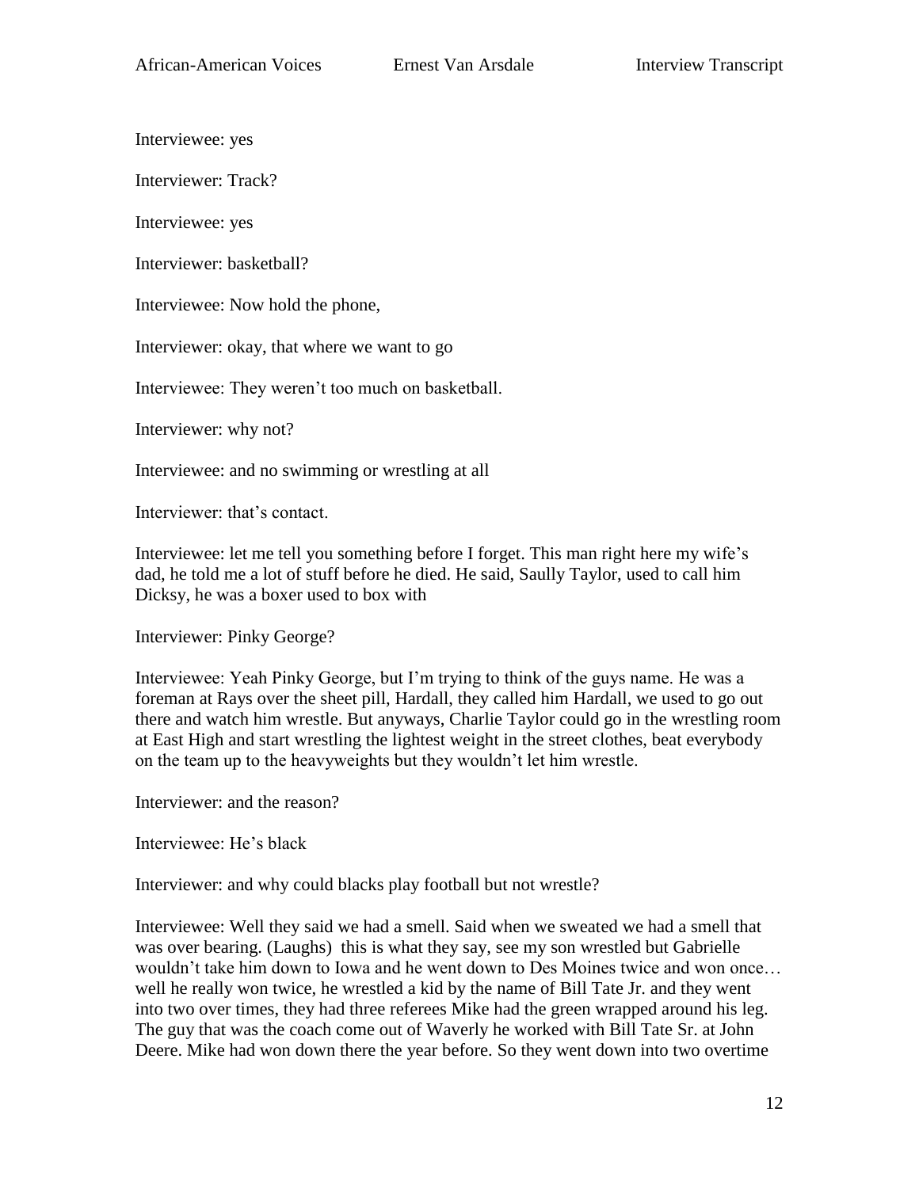Interviewee: yes

Interviewer: Track?

Interviewee: yes

Interviewer: basketball?

Interviewee: Now hold the phone,

Interviewer: okay, that where we want to go

Interviewee: They weren't too much on basketball.

Interviewer: why not?

Interviewee: and no swimming or wrestling at all

Interviewer: that's contact.

Interviewee: let me tell you something before I forget. This man right here my wife's dad, he told me a lot of stuff before he died. He said, Saully Taylor, used to call him Dicksy, he was a boxer used to box with

Interviewer: Pinky George?

Interviewee: Yeah Pinky George, but I'm trying to think of the guys name. He was a foreman at Rays over the sheet pill, Hardall, they called him Hardall, we used to go out there and watch him wrestle. But anyways, Charlie Taylor could go in the wrestling room at East High and start wrestling the lightest weight in the street clothes, beat everybody on the team up to the heavyweights but they wouldn't let him wrestle.

Interviewer: and the reason?

Interviewee: He's black

Interviewer: and why could blacks play football but not wrestle?

Interviewee: Well they said we had a smell. Said when we sweated we had a smell that was over bearing. (Laughs) this is what they say, see my son wrestled but Gabrielle wouldn't take him down to Iowa and he went down to Des Moines twice and won once… well he really won twice, he wrestled a kid by the name of Bill Tate Jr. and they went into two over times, they had three referees Mike had the green wrapped around his leg. The guy that was the coach come out of Waverly he worked with Bill Tate Sr. at John Deere. Mike had won down there the year before. So they went down into two overtime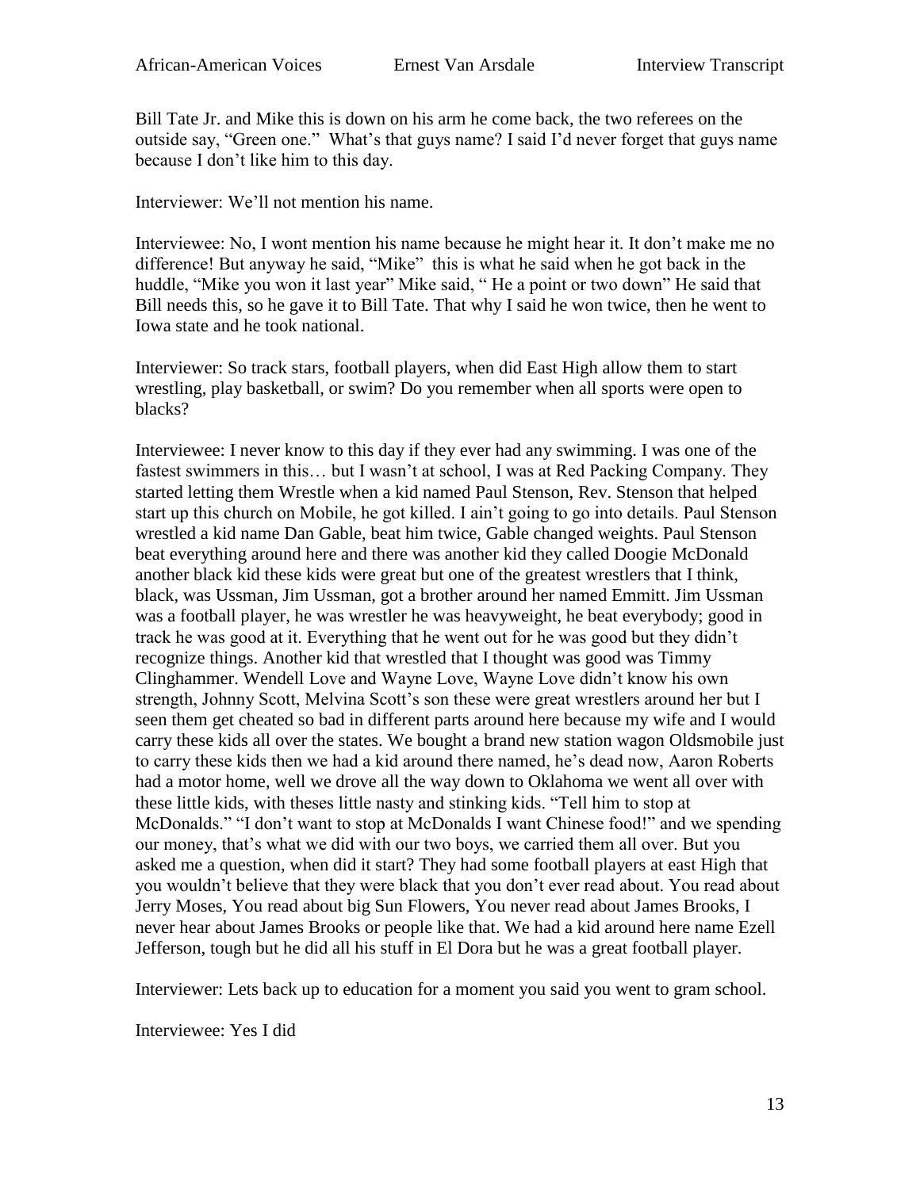Bill Tate Jr. and Mike this is down on his arm he come back, the two referees on the outside say, “Green one.” What’s that guys name? I said I’d never forget that guys name because I don’t like him to this day.

Interviewer: We’ll not mention his name.

Interviewee: No, I wont mention his name because he might hear it. It don’t make me no difference! But anyway he said, “Mike” this is what he said when he got back in the huddle, “Mike you won it last year” Mike said, “ He a point or two down” He said that Bill needs this, so he gave it to Bill Tate. That why I said he won twice, then he went to Iowa state and he took national.

Interviewer: So track stars, football players, when did East High allow them to start wrestling, play basketball, or swim? Do you remember when all sports were open to blacks?

Interviewee: I never know to this day if they ever had any swimming. I was one of the fastest swimmers in this… but I wasn’t at school, I was at Red Packing Company. They started letting them Wrestle when a kid named Paul Stenson, Rev. Stenson that helped start up this church on Mobile, he got killed. I ain’t going to go into details. Paul Stenson wrestled a kid name Dan Gable, beat him twice, Gable changed weights. Paul Stenson beat everything around here and there was another kid they called Doogie McDonald another black kid these kids were great but one of the greatest wrestlers that I think, black, was Ussman, Jim Ussman, got a brother around her named Emmitt. Jim Ussman was a football player, he was wrestler he was heavyweight, he beat everybody; good in track he was good at it. Everything that he went out for he was good but they didn’t recognize things. Another kid that wrestled that I thought was good was Timmy Clinghammer. Wendell Love and Wayne Love, Wayne Love didn’t know his own strength, Johnny Scott, Melvina Scott’s son these were great wrestlers around her but I seen them get cheated so bad in different parts around here because my wife and I would carry these kids all over the states. We bought a brand new station wagon Oldsmobile just to carry these kids then we had a kid around there named, he’s dead now, Aaron Roberts had a motor home, well we drove all the way down to Oklahoma we went all over with these little kids, with theses little nasty and stinking kids. “Tell him to stop at McDonalds.” “I don’t want to stop at McDonalds I want Chinese food!” and we spending our money, that’s what we did with our two boys, we carried them all over. But you asked me a question, when did it start? They had some football players at east High that you wouldn’t believe that they were black that you don’t ever read about. You read about Jerry Moses, You read about big Sun Flowers, You never read about James Brooks, I never hear about James Brooks or people like that. We had a kid around here name Ezell Jefferson, tough but he did all his stuff in El Dora but he was a great football player.

Interviewer: Lets back up to education for a moment you said you went to gram school.

Interviewee: Yes I did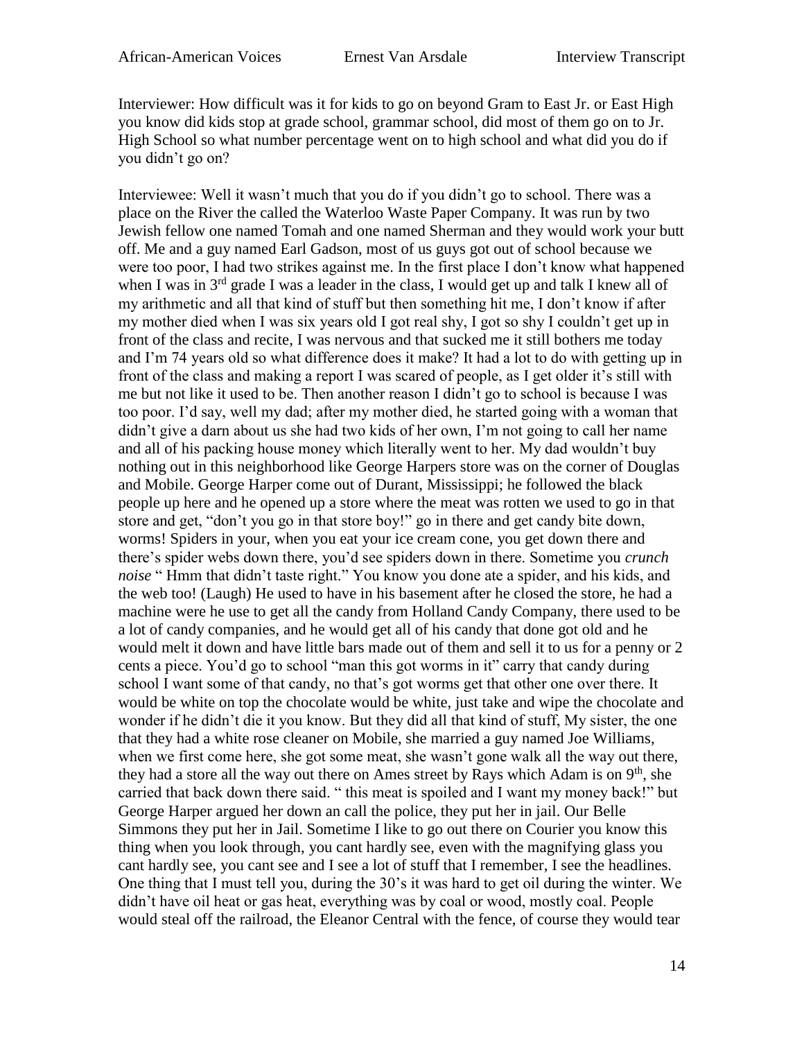Interviewer: How difficult was it for kids to go on beyond Gram to East Jr. or East High you know did kids stop at grade school, grammar school, did most of them go on to Jr. High School so what number percentage went on to high school and what did you do if you didn't go on?

Interviewee: Well it wasn't much that you do if you didn't go to school. There was a place on the River the called the Waterloo Waste Paper Company. It was run by two Jewish fellow one named Tomah and one named Sherman and they would work your butt off. Me and a guy named Earl Gadson, most of us guys got out of school because we were too poor, I had two strikes against me. In the first place I don't know what happened when I was in 3rd grade I was a leader in the class, I would get up and talk I knew all of my arithmetic and all that kind of stuff but then something hit me, I don't know if after my mother died when I was six years old I got real shy, I got so shy I couldn't get up in front of the class and recite, I was nervous and that sucked me it still bothers me today and I'm 74 years old so what difference does it make? It had a lot to do with getting up in front of the class and making a report I was scared of people, as I get older it's still with me but not like it used to be. Then another reason I didn't go to school is because I was too poor. I'd say, well my dad; after my mother died, he started going with a woman that didn't give a darn about us she had two kids of her own, I'm not going to call her name and all of his packing house money which literally went to her. My dad wouldn't buy nothing out in this neighborhood like George Harpers store was on the corner of Douglas and Mobile. George Harper come out of Durant, Mississippi; he followed the black people up here and he opened up a store where the meat was rotten we used to go in that store and get, "don't you go in that store boy!" go in there and get candy bite down, worms! Spiders in your, when you eat your ice cream cone, you get down there and there's spider webs down there, you'd see spiders down in there. Sometime you *crunch noise* " Hmm that didn't taste right." You know you done ate a spider, and his kids, and the web too! (Laugh) He used to have in his basement after he closed the store, he had a machine were he use to get all the candy from Holland Candy Company, there used to be a lot of candy companies, and he would get all of his candy that done got old and he would melt it down and have little bars made out of them and sell it to us for a penny or 2 cents a piece. You'd go to school "man this got worms in it" carry that candy during school I want some of that candy, no that's got worms get that other one over there. It would be white on top the chocolate would be white, just take and wipe the chocolate and wonder if he didn't die it you know. But they did all that kind of stuff, My sister, the one that they had a white rose cleaner on Mobile, she married a guy named Joe Williams, when we first come here, she got some meat, she wasn't gone walk all the way out there, they had a store all the way out there on Ames street by Rays which Adam is on 9th, she carried that back down there said. " this meat is spoiled and I want my money back!" but George Harper argued her down an call the police, they put her in jail. Our Belle Simmons they put her in Jail. Sometime I like to go out there on Courier you know this thing when you look through, you cant hardly see, even with the magnifying glass you cant hardly see, you cant see and I see a lot of stuff that I remember, I see the headlines. One thing that I must tell you, during the 30's it was hard to get oil during the winter. We didn't have oil heat or gas heat, everything was by coal or wood, mostly coal. People would steal off the railroad, the Eleanor Central with the fence, of course they would tear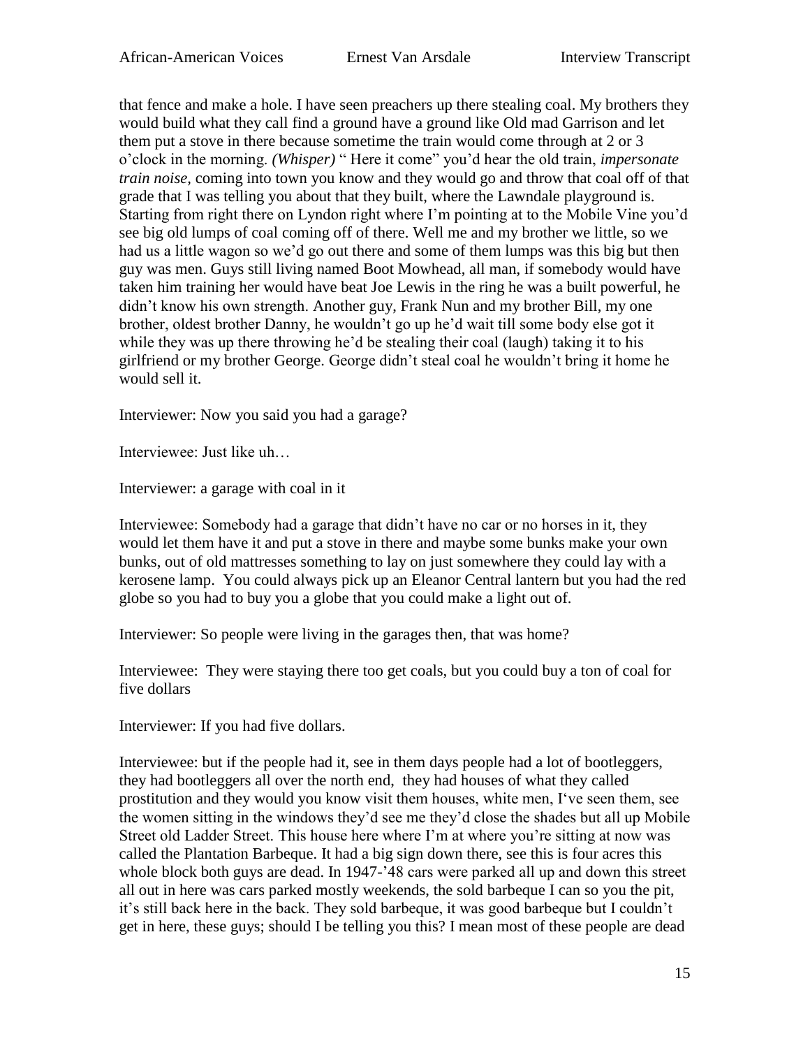that fence and make a hole. I have seen preachers up there stealing coal. My brothers they would build what they call find a ground have a ground like Old mad Garrison and let them put a stove in there because sometime the train would come through at 2 or 3 o'clock in the morning. *(Whisper)* " Here it come" you'd hear the old train, *impersonate train noise,* coming into town you know and they would go and throw that coal off of that grade that I was telling you about that they built, where the Lawndale playground is. Starting from right there on Lyndon right where I'm pointing at to the Mobile Vine you'd see big old lumps of coal coming off of there. Well me and my brother we little, so we had us a little wagon so we'd go out there and some of them lumps was this big but then guy was men. Guys still living named Boot Mowhead, all man, if somebody would have taken him training her would have beat Joe Lewis in the ring he was a built powerful, he didn't know his own strength. Another guy, Frank Nun and my brother Bill, my one brother, oldest brother Danny, he wouldn't go up he'd wait till some body else got it while they was up there throwing he'd be stealing their coal (laugh) taking it to his girlfriend or my brother George. George didn't steal coal he wouldn't bring it home he would sell it.

Interviewer: Now you said you had a garage?

Interviewee: Just like uh…

Interviewer: a garage with coal in it

Interviewee: Somebody had a garage that didn't have no car or no horses in it, they would let them have it and put a stove in there and maybe some bunks make your own bunks, out of old mattresses something to lay on just somewhere they could lay with a kerosene lamp. You could always pick up an Eleanor Central lantern but you had the red globe so you had to buy you a globe that you could make a light out of.

Interviewer: So people were living in the garages then, that was home?

Interviewee: They were staying there too get coals, but you could buy a ton of coal for five dollars

Interviewer: If you had five dollars.

Interviewee: but if the people had it, see in them days people had a lot of bootleggers, they had bootleggers all over the north end, they had houses of what they called prostitution and they would you know visit them houses, white men, I've seen them, see the women sitting in the windows they'd see me they'd close the shades but all up Mobile Street old Ladder Street. This house here where I'm at where you're sitting at now was called the Plantation Barbeque. It had a big sign down there, see this is four acres this whole block both guys are dead. In 1947-'48 cars were parked all up and down this street all out in here was cars parked mostly weekends, the sold barbeque I can so you the pit, it's still back here in the back. They sold barbeque, it was good barbeque but I couldn't get in here, these guys; should I be telling you this? I mean most of these people are dead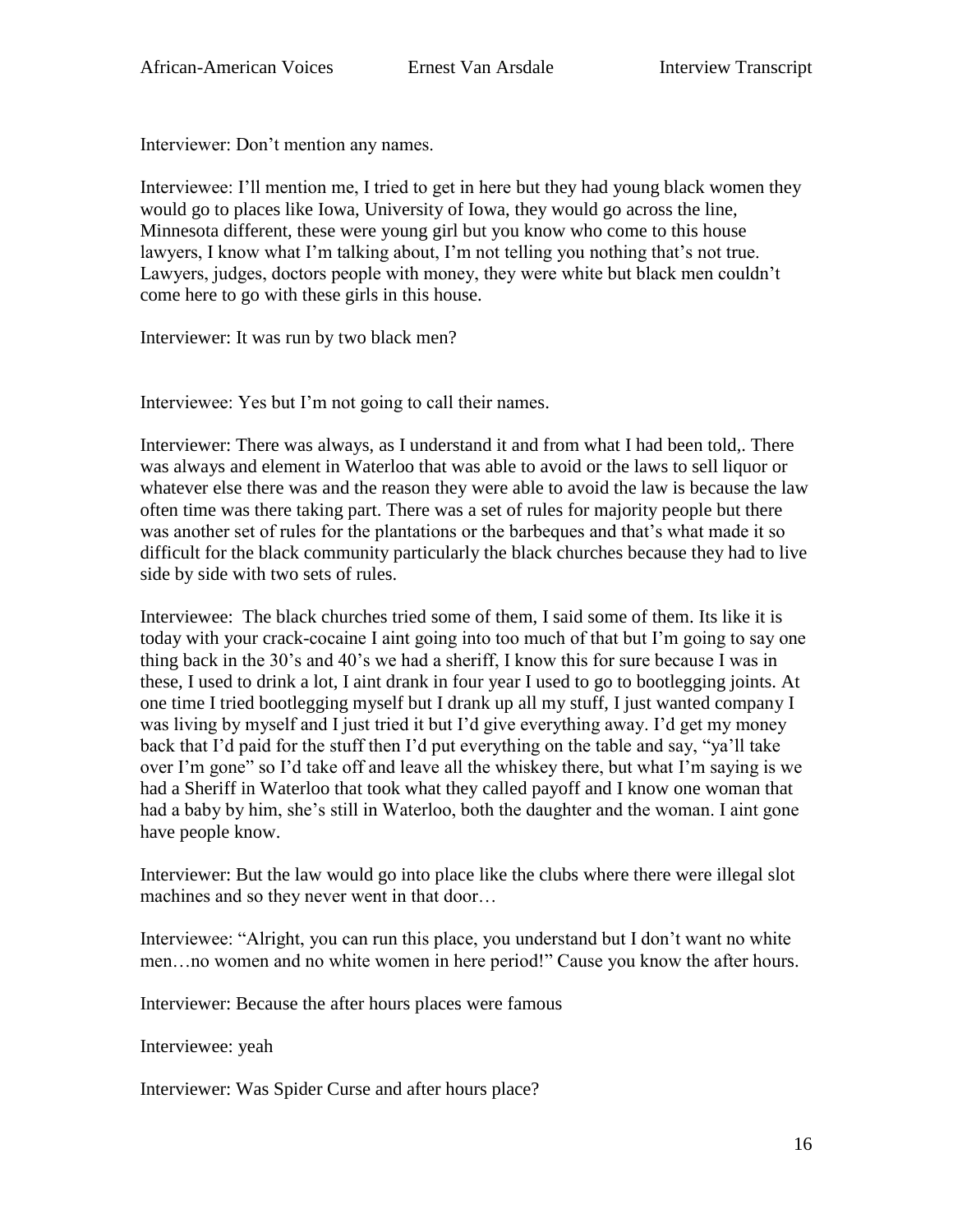Interviewer: Don't mention any names.

Interviewee: I'll mention me, I tried to get in here but they had young black women they would go to places like Iowa, University of Iowa, they would go across the line, Minnesota different, these were young girl but you know who come to this house lawyers, I know what I'm talking about, I'm not telling you nothing that's not true. Lawyers, judges, doctors people with money, they were white but black men couldn't come here to go with these girls in this house.

Interviewer: It was run by two black men?

Interviewee: Yes but I'm not going to call their names.

Interviewer: There was always, as I understand it and from what I had been told,. There was always and element in Waterloo that was able to avoid or the laws to sell liquor or whatever else there was and the reason they were able to avoid the law is because the law often time was there taking part. There was a set of rules for majority people but there was another set of rules for the plantations or the barbeques and that's what made it so difficult for the black community particularly the black churches because they had to live side by side with two sets of rules.

Interviewee: The black churches tried some of them, I said some of them. Its like it is today with your crack-cocaine I aint going into too much of that but I'm going to say one thing back in the 30's and 40's we had a sheriff, I know this for sure because I was in these, I used to drink a lot, I aint drank in four year I used to go to bootlegging joints. At one time I tried bootlegging myself but I drank up all my stuff, I just wanted company I was living by myself and I just tried it but I'd give everything away. I'd get my money back that I'd paid for the stuff then I'd put everything on the table and say, "ya'll take over I'm gone" so I'd take off and leave all the whiskey there, but what I'm saying is we had a Sheriff in Waterloo that took what they called payoff and I know one woman that had a baby by him, she's still in Waterloo, both the daughter and the woman. I aint gone have people know.

Interviewer: But the law would go into place like the clubs where there were illegal slot machines and so they never went in that door…

Interviewee: "Alright, you can run this place, you understand but I don't want no white men…no women and no white women in here period!" Cause you know the after hours.

Interviewer: Because the after hours places were famous

Interviewee: yeah

Interviewer: Was Spider Curse and after hours place?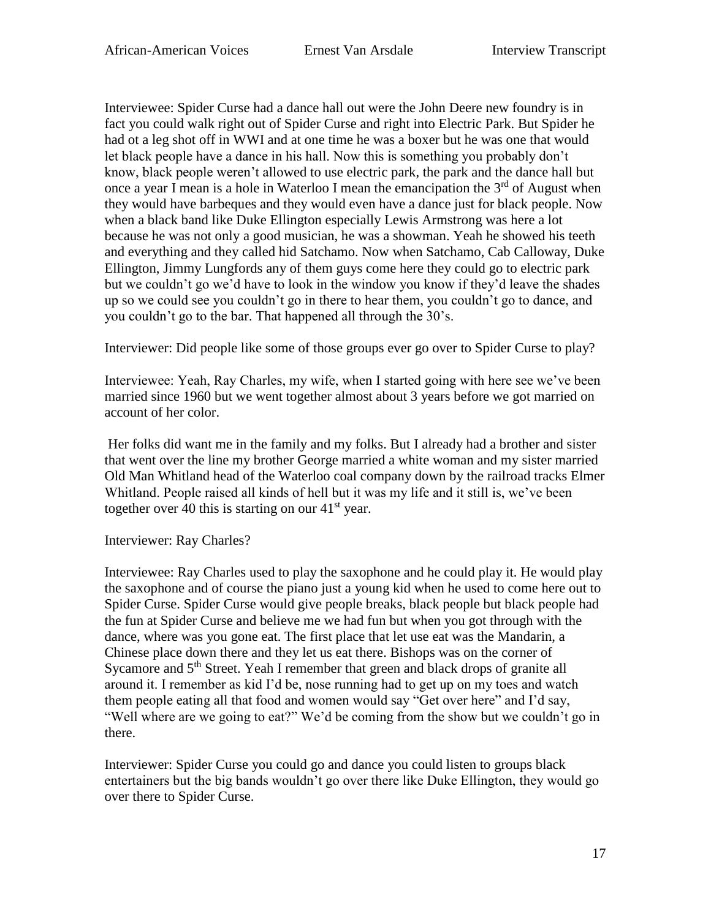Interviewee: Spider Curse had a dance hall out were the John Deere new foundry is in fact you could walk right out of Spider Curse and right into Electric Park. But Spider he had ot a leg shot off in WWI and at one time he was a boxer but he was one that would let black people have a dance in his hall. Now this is something you probably don't know, black people weren't allowed to use electric park, the park and the dance hall but once a year I mean is a hole in Waterloo I mean the emancipation the 3rd of August when they would have barbeques and they would even have a dance just for black people. Now when a black band like Duke Ellington especially Lewis Armstrong was here a lot because he was not only a good musician, he was a showman. Yeah he showed his teeth and everything and they called hid Satchamo. Now when Satchamo, Cab Calloway, Duke Ellington, Jimmy Lungfords any of them guys come here they could go to electric park but we couldn't go we'd have to look in the window you know if they'd leave the shades up so we could see you couldn't go in there to hear them, you couldn't go to dance, and you couldn't go to the bar. That happened all through the 30's.

Interviewer: Did people like some of those groups ever go over to Spider Curse to play?

Interviewee: Yeah, Ray Charles, my wife, when I started going with here see we've been married since 1960 but we went together almost about 3 years before we got married on account of her color.

Her folks did want me in the family and my folks. But I already had a brother and sister that went over the line my brother George married a white woman and my sister married Old Man Whitland head of the Waterloo coal company down by the railroad tracks Elmer Whitland. People raised all kinds of hell but it was my life and it still is, we've been together over 40 this is starting on our 41st year.

Interviewer: Ray Charles?

Interviewee: Ray Charles used to play the saxophone and he could play it. He would play the saxophone and of course the piano just a young kid when he used to come here out to Spider Curse. Spider Curse would give people breaks, black people but black people had the fun at Spider Curse and believe me we had fun but when you got through with the dance, where was you gone eat. The first place that let use eat was the Mandarin, a Chinese place down there and they let us eat there. Bishops was on the corner of Sycamore and 5th Street. Yeah I remember that green and black drops of granite all around it. I remember as kid I'd be, nose running had to get up on my toes and watch them people eating all that food and women would say "Get over here" and I'd say, "Well where are we going to eat?" We'd be coming from the show but we couldn't go in there.

Interviewer: Spider Curse you could go and dance you could listen to groups black entertainers but the big bands wouldn't go over there like Duke Ellington, they would go over there to Spider Curse.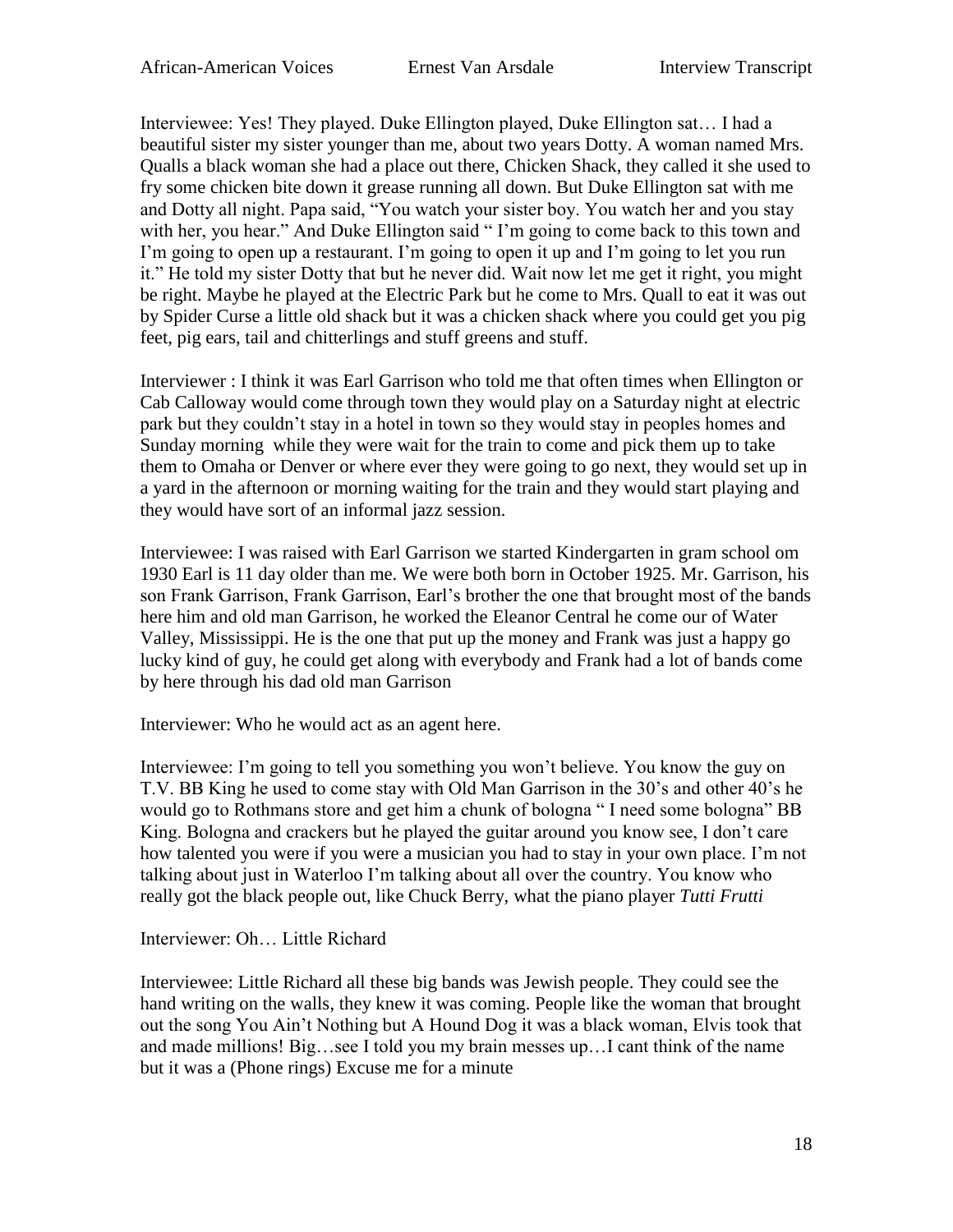Interviewee: Yes! They played. Duke Ellington played, Duke Ellington sat… I had a beautiful sister my sister younger than me, about two years Dotty. A woman named Mrs. Qualls a black woman she had a place out there, Chicken Shack, they called it she used to fry some chicken bite down it grease running all down. But Duke Ellington sat with me and Dotty all night. Papa said, "You watch your sister boy. You watch her and you stay with her, you hear." And Duke Ellington said " I'm going to come back to this town and I'm going to open up a restaurant. I'm going to open it up and I'm going to let you run it." He told my sister Dotty that but he never did. Wait now let me get it right, you might be right. Maybe he played at the Electric Park but he come to Mrs. Quall to eat it was out by Spider Curse a little old shack but it was a chicken shack where you could get you pig feet, pig ears, tail and chitterlings and stuff greens and stuff.

Interviewer : I think it was Earl Garrison who told me that often times when Ellington or Cab Calloway would come through town they would play on a Saturday night at electric park but they couldn't stay in a hotel in town so they would stay in peoples homes and Sunday morning while they were wait for the train to come and pick them up to take them to Omaha or Denver or where ever they were going to go next, they would set up in a yard in the afternoon or morning waiting for the train and they would start playing and they would have sort of an informal jazz session.

Interviewee: I was raised with Earl Garrison we started Kindergarten in gram school om 1930 Earl is 11 day older than me. We were both born in October 1925. Mr. Garrison, his son Frank Garrison, Frank Garrison, Earl's brother the one that brought most of the bands here him and old man Garrison, he worked the Eleanor Central he come our of Water Valley, Mississippi. He is the one that put up the money and Frank was just a happy go lucky kind of guy, he could get along with everybody and Frank had a lot of bands come by here through his dad old man Garrison

Interviewer: Who he would act as an agent here.

Interviewee: I'm going to tell you something you won't believe. You know the guy on T.V. BB King he used to come stay with Old Man Garrison in the 30's and other 40's he would go to Rothmans store and get him a chunk of bologna " I need some bologna" BB King. Bologna and crackers but he played the guitar around you know see, I don't care how talented you were if you were a musician you had to stay in your own place. I'm not talking about just in Waterloo I'm talking about all over the country. You know who really got the black people out, like Chuck Berry, what the piano player *Tutti Frutti*

Interviewer: Oh… Little Richard

Interviewee: Little Richard all these big bands was Jewish people. They could see the hand writing on the walls, they knew it was coming. People like the woman that brought out the song You Ain't Nothing but A Hound Dog it was a black woman, Elvis took that and made millions! Big…see I told you my brain messes up…I cant think of the name but it was a (Phone rings) Excuse me for a minute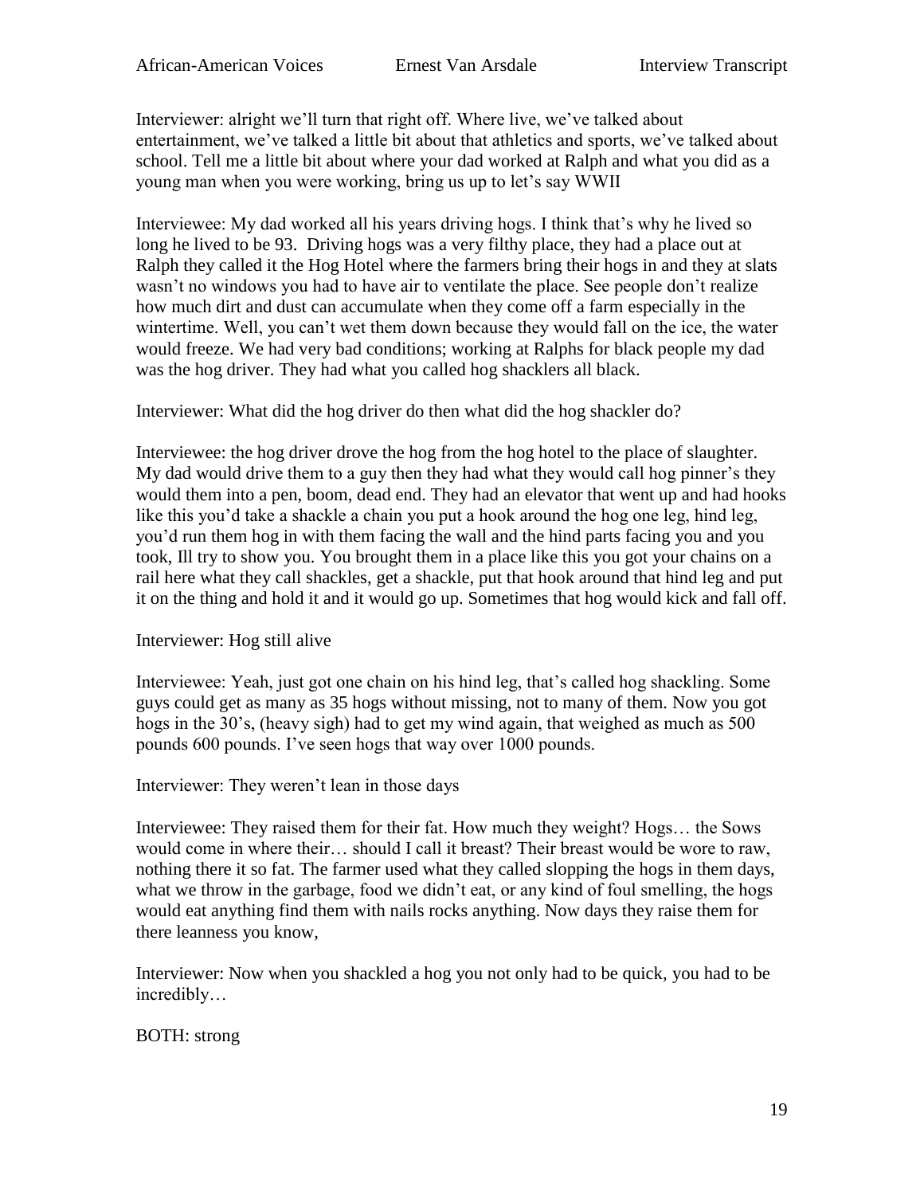Interviewer: alright we'll turn that right off. Where live, we've talked about entertainment, we've talked a little bit about that athletics and sports, we've talked about school. Tell me a little bit about where your dad worked at Ralph and what you did as a young man when you were working, bring us up to let's say WWII

Interviewee: My dad worked all his years driving hogs. I think that's why he lived so long he lived to be 93. Driving hogs was a very filthy place, they had a place out at Ralph they called it the Hog Hotel where the farmers bring their hogs in and they at slats wasn't no windows you had to have air to ventilate the place. See people don't realize how much dirt and dust can accumulate when they come off a farm especially in the wintertime. Well, you can't wet them down because they would fall on the ice, the water would freeze. We had very bad conditions; working at Ralphs for black people my dad was the hog driver. They had what you called hog shacklers all black.

Interviewer: What did the hog driver do then what did the hog shackler do?

Interviewee: the hog driver drove the hog from the hog hotel to the place of slaughter. My dad would drive them to a guy then they had what they would call hog pinner's they would them into a pen, boom, dead end. They had an elevator that went up and had hooks like this you'd take a shackle a chain you put a hook around the hog one leg, hind leg, you'd run them hog in with them facing the wall and the hind parts facing you and you took, Ill try to show you. You brought them in a place like this you got your chains on a rail here what they call shackles, get a shackle, put that hook around that hind leg and put it on the thing and hold it and it would go up. Sometimes that hog would kick and fall off.

Interviewer: Hog still alive

Interviewee: Yeah, just got one chain on his hind leg, that's called hog shackling. Some guys could get as many as 35 hogs without missing, not to many of them. Now you got hogs in the 30's, (heavy sigh) had to get my wind again, that weighed as much as 500 pounds 600 pounds. I've seen hogs that way over 1000 pounds.

Interviewer: They weren't lean in those days

Interviewee: They raised them for their fat. How much they weight? Hogs… the Sows would come in where their… should I call it breast? Their breast would be wore to raw, nothing there it so fat. The farmer used what they called slopping the hogs in them days, what we throw in the garbage, food we didn't eat, or any kind of foul smelling, the hogs would eat anything find them with nails rocks anything. Now days they raise them for there leanness you know,

Interviewer: Now when you shackled a hog you not only had to be quick, you had to be incredibly…

BOTH: strong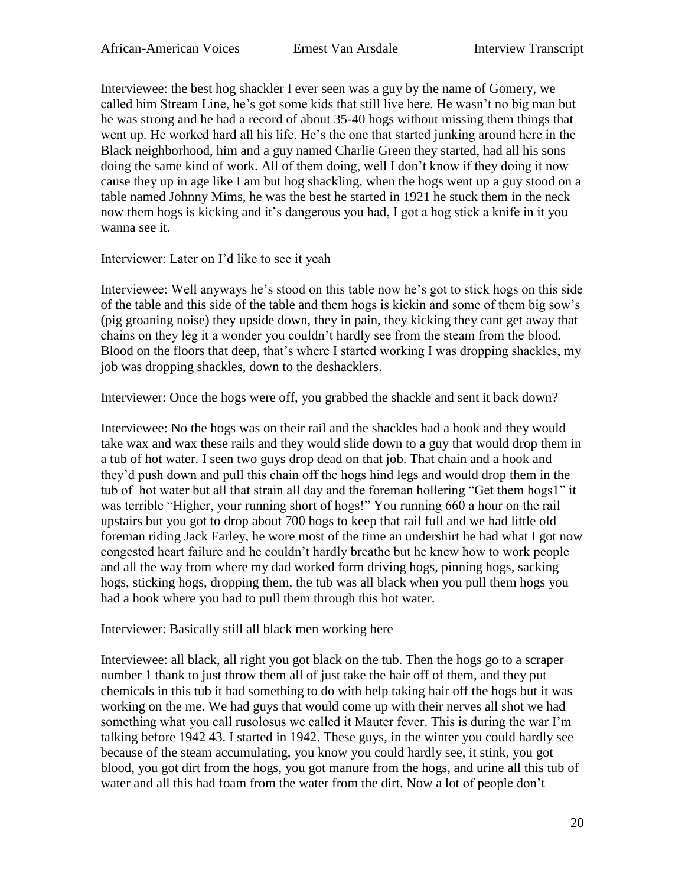Interviewee: the best hog shackler I ever seen was a guy by the name of Gomery, we called him Stream Line, he's got some kids that still live here. He wasn't no big man but he was strong and he had a record of about 35-40 hogs without missing them things that went up. He worked hard all his life. He's the one that started junking around here in the Black neighborhood, him and a guy named Charlie Green they started, had all his sons doing the same kind of work. All of them doing, well I don't know if they doing it now cause they up in age like I am but hog shackling, when the hogs went up a guy stood on a table named Johnny Mims, he was the best he started in 1921 he stuck them in the neck now them hogs is kicking and it's dangerous you had, I got a hog stick a knife in it you wanna see it.

Interviewer: Later on I'd like to see it yeah

Interviewee: Well anyways he's stood on this table now he's got to stick hogs on this side of the table and this side of the table and them hogs is kickin and some of them big sow's (pig groaning noise) they upside down, they in pain, they kicking they cant get away that chains on they leg it a wonder you couldn't hardly see from the steam from the blood. Blood on the floors that deep, that's where I started working I was dropping shackles, my job was dropping shackles, down to the deshacklers.

Interviewer: Once the hogs were off, you grabbed the shackle and sent it back down?

Interviewee: No the hogs was on their rail and the shackles had a hook and they would take wax and wax these rails and they would slide down to a guy that would drop them in a tub of hot water. I seen two guys drop dead on that job. That chain and a hook and they'd push down and pull this chain off the hogs hind legs and would drop them in the tub of hot water but all that strain all day and the foreman hollering "Get them hogs1" it was terrible "Higher, your running short of hogs!" You running 660 a hour on the rail upstairs but you got to drop about 700 hogs to keep that rail full and we had little old foreman riding Jack Farley, he wore most of the time an undershirt he had what I got now congested heart failure and he couldn't hardly breathe but he knew how to work people and all the way from where my dad worked form driving hogs, pinning hogs, sacking hogs, sticking hogs, dropping them, the tub was all black when you pull them hogs you had a hook where you had to pull them through this hot water.

Interviewer: Basically still all black men working here

Interviewee: all black, all right you got black on the tub. Then the hogs go to a scraper number 1 thank to just throw them all of just take the hair off of them, and they put chemicals in this tub it had something to do with help taking hair off the hogs but it was working on the me. We had guys that would come up with their nerves all shot we had something what you call rusolosus we called it Mauter fever. This is during the war I'm talking before 1942 43. I started in 1942. These guys, in the winter you could hardly see because of the steam accumulating, you know you could hardly see, it stink, you got blood, you got dirt from the hogs, you got manure from the hogs, and urine all this tub of water and all this had foam from the water from the dirt. Now a lot of people don't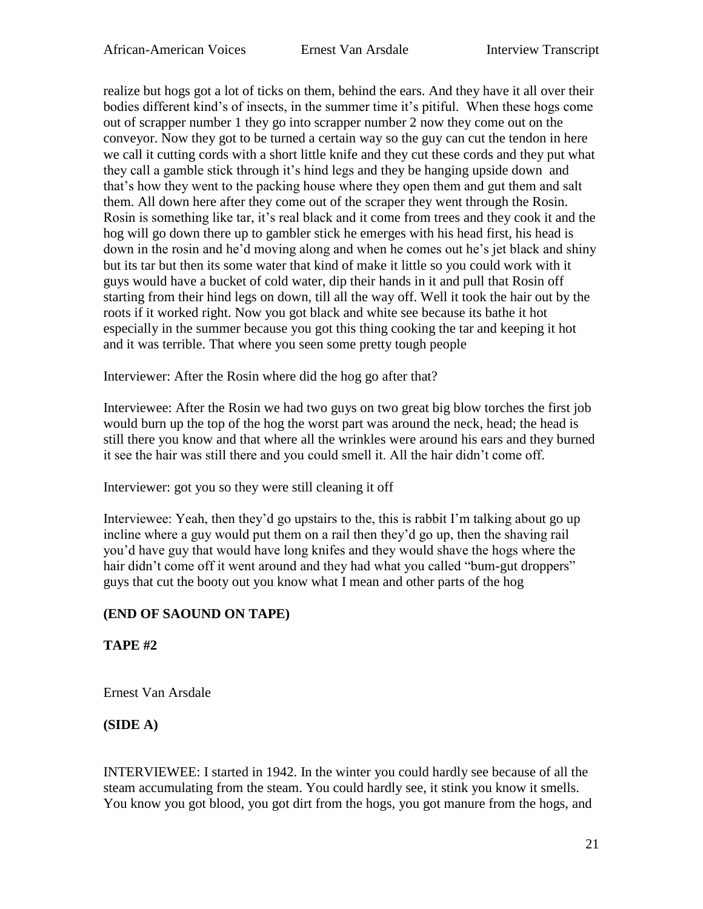realize but hogs got a lot of ticks on them, behind the ears. And they have it all over their bodies different kind's of insects, in the summer time it's pitiful. When these hogs come out of scrapper number 1 they go into scrapper number 2 now they come out on the conveyor. Now they got to be turned a certain way so the guy can cut the tendon in here we call it cutting cords with a short little knife and they cut these cords and they put what they call a gamble stick through it's hind legs and they be hanging upside down and that's how they went to the packing house where they open them and gut them and salt them. All down here after they come out of the scraper they went through the Rosin. Rosin is something like tar, it's real black and it come from trees and they cook it and the hog will go down there up to gambler stick he emerges with his head first, his head is down in the rosin and he'd moving along and when he comes out he's jet black and shiny but its tar but then its some water that kind of make it little so you could work with it guys would have a bucket of cold water, dip their hands in it and pull that Rosin off starting from their hind legs on down, till all the way off. Well it took the hair out by the roots if it worked right. Now you got black and white see because its bathe it hot especially in the summer because you got this thing cooking the tar and keeping it hot and it was terrible. That where you seen some pretty tough people

Interviewer: After the Rosin where did the hog go after that?

Interviewee: After the Rosin we had two guys on two great big blow torches the first job would burn up the top of the hog the worst part was around the neck, head; the head is still there you know and that where all the wrinkles were around his ears and they burned it see the hair was still there and you could smell it. All the hair didn't come off.

Interviewer: got you so they were still cleaning it off

Interviewee: Yeah, then they'd go upstairs to the, this is rabbit I'm talking about go up incline where a guy would put them on a rail then they'd go up, then the shaving rail you'd have guy that would have long knifes and they would shave the hogs where the hair didn't come off it went around and they had what you called "bum-gut droppers" guys that cut the booty out you know what I mean and other parts of the hog

**(END OF SAOUND ON TAPE)**

**TAPE #2**

Ernest Van Arsdale

**(SIDE A)**

INTERVIEWEE: I started in 1942. In the winter you could hardly see because of all the steam accumulating from the steam. You could hardly see, it stink you know it smells. You know you got blood, you got dirt from the hogs, you got manure from the hogs, and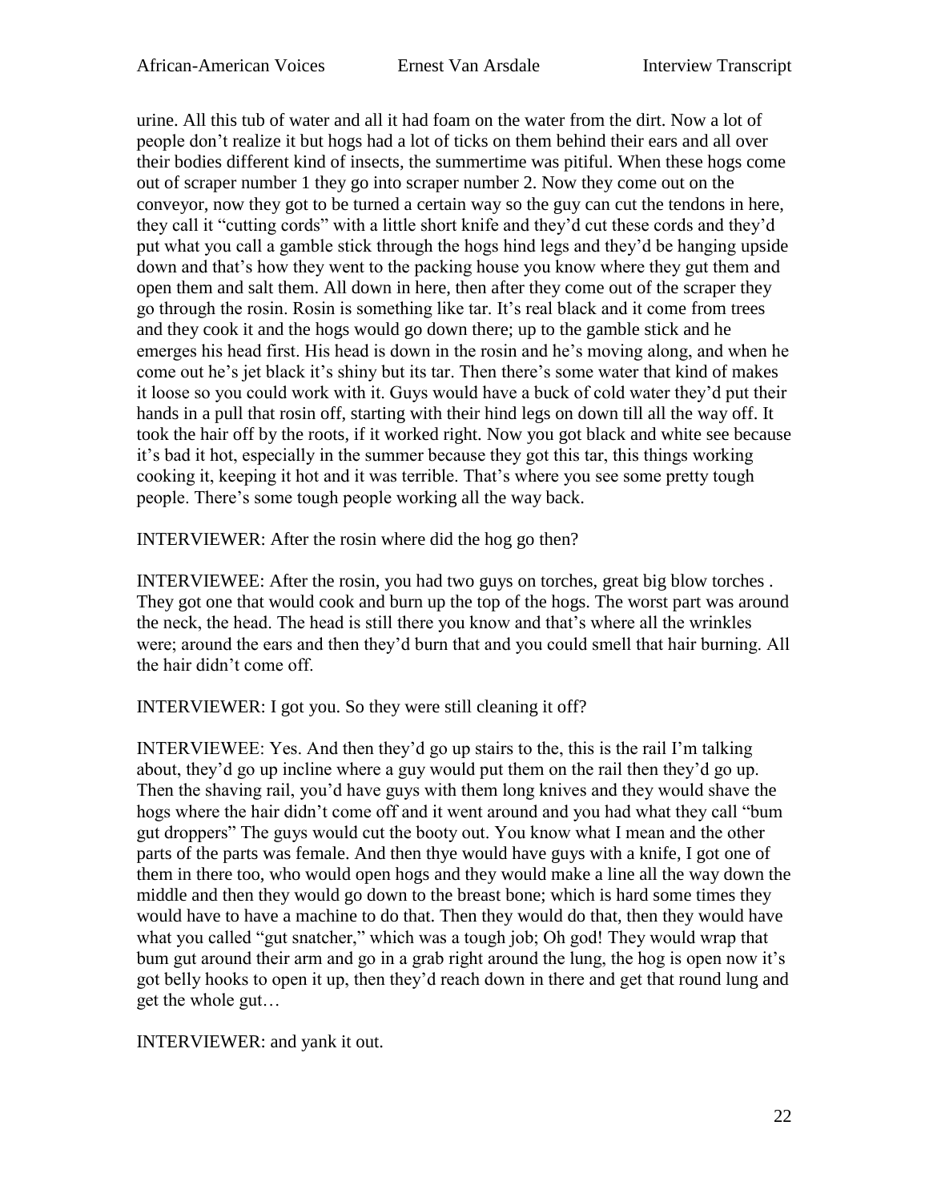urine. All this tub of water and all it had foam on the water from the dirt. Now a lot of people don't realize it but hogs had a lot of ticks on them behind their ears and all over their bodies different kind of insects, the summertime was pitiful. When these hogs come out of scraper number 1 they go into scraper number 2. Now they come out on the conveyor, now they got to be turned a certain way so the guy can cut the tendons in here, they call it "cutting cords" with a little short knife and they'd cut these cords and they'd put what you call a gamble stick through the hogs hind legs and they'd be hanging upside down and that's how they went to the packing house you know where they gut them and open them and salt them. All down in here, then after they come out of the scraper they go through the rosin. Rosin is something like tar. It's real black and it come from trees and they cook it and the hogs would go down there; up to the gamble stick and he emerges his head first. His head is down in the rosin and he's moving along, and when he come out he's jet black it's shiny but its tar. Then there's some water that kind of makes it loose so you could work with it. Guys would have a buck of cold water they'd put their hands in a pull that rosin off, starting with their hind legs on down till all the way off. It took the hair off by the roots, if it worked right. Now you got black and white see because it's bad it hot, especially in the summer because they got this tar, this things working cooking it, keeping it hot and it was terrible. That's where you see some pretty tough people. There's some tough people working all the way back.

INTERVIEWER: After the rosin where did the hog go then?

INTERVIEWEE: After the rosin, you had two guys on torches, great big blow torches . They got one that would cook and burn up the top of the hogs. The worst part was around the neck, the head. The head is still there you know and that's where all the wrinkles were; around the ears and then they'd burn that and you could smell that hair burning. All the hair didn't come off.

INTERVIEWER: I got you. So they were still cleaning it off?

INTERVIEWEE: Yes. And then they'd go up stairs to the, this is the rail I'm talking about, they'd go up incline where a guy would put them on the rail then they'd go up. Then the shaving rail, you'd have guys with them long knives and they would shave the hogs where the hair didn't come off and it went around and you had what they call "bum gut droppers" The guys would cut the booty out. You know what I mean and the other parts of the parts was female. And then thye would have guys with a knife, I got one of them in there too, who would open hogs and they would make a line all the way down the middle and then they would go down to the breast bone; which is hard some times they would have to have a machine to do that. Then they would do that, then they would have what you called "gut snatcher," which was a tough job; Oh god! They would wrap that bum gut around their arm and go in a grab right around the lung, the hog is open now it's got belly hooks to open it up, then they'd reach down in there and get that round lung and get the whole gut…

INTERVIEWER: and yank it out.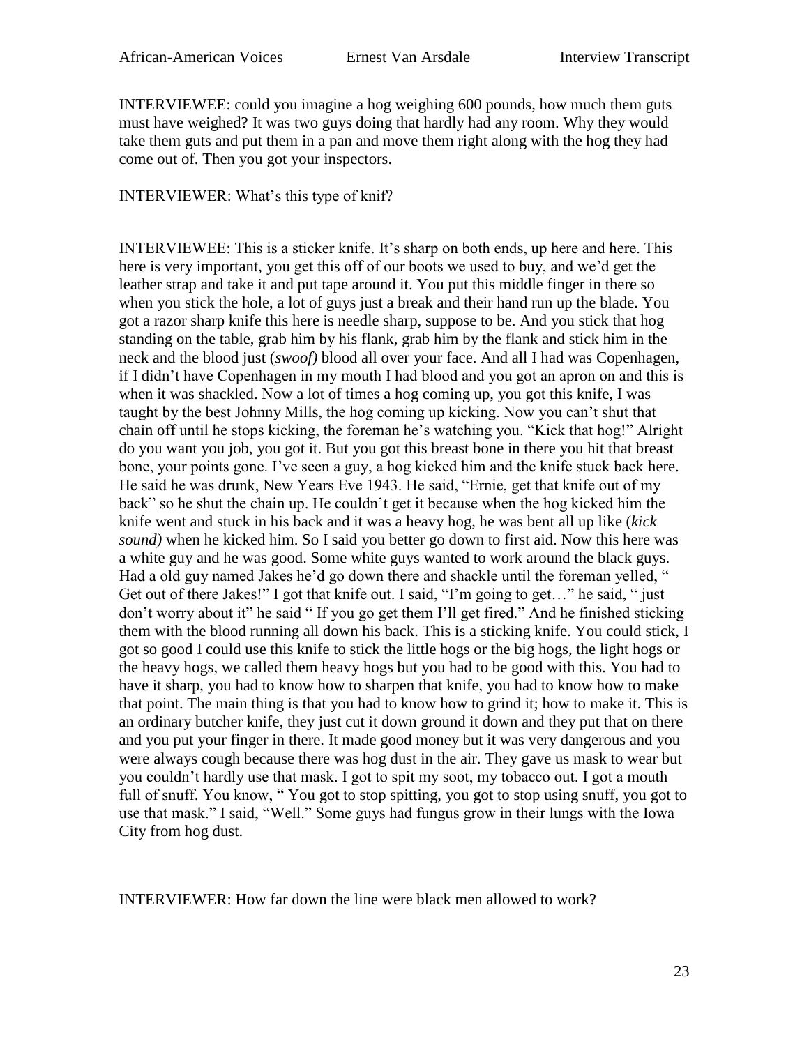INTERVIEWEE: could you imagine a hog weighing 600 pounds, how much them guts must have weighed? It was two guys doing that hardly had any room. Why they would take them guts and put them in a pan and move them right along with the hog they had come out of. Then you got your inspectors.

INTERVIEWER: What's this type of knif?

INTERVIEWEE: This is a sticker knife. It's sharp on both ends, up here and here. This here is very important, you get this off of our boots we used to buy, and we'd get the leather strap and take it and put tape around it. You put this middle finger in there so when you stick the hole, a lot of guys just a break and their hand run up the blade. You got a razor sharp knife this here is needle sharp, suppose to be. And you stick that hog standing on the table, grab him by his flank, grab him by the flank and stick him in the neck and the blood just (*swoof)* blood all over your face. And all I had was Copenhagen, if I didn't have Copenhagen in my mouth I had blood and you got an apron on and this is when it was shackled. Now a lot of times a hog coming up, you got this knife, I was taught by the best Johnny Mills, the hog coming up kicking. Now you can't shut that chain off until he stops kicking, the foreman he's watching you. "Kick that hog!" Alright do you want you job, you got it. But you got this breast bone in there you hit that breast bone, your points gone. I've seen a guy, a hog kicked him and the knife stuck back here. He said he was drunk, New Years Eve 1943. He said, "Ernie, get that knife out of my back" so he shut the chain up. He couldn't get it because when the hog kicked him the knife went and stuck in his back and it was a heavy hog, he was bent all up like (*kick sound)* when he kicked him. So I said you better go down to first aid. Now this here was a white guy and he was good. Some white guys wanted to work around the black guys. Had a old guy named Jakes he'd go down there and shackle until the foreman yelled, " Get out of there Jakes!" I got that knife out. I said, "I'm going to get…" he said, " just don't worry about it" he said " If you go get them I'll get fired." And he finished sticking them with the blood running all down his back. This is a sticking knife. You could stick, I got so good I could use this knife to stick the little hogs or the big hogs, the light hogs or the heavy hogs, we called them heavy hogs but you had to be good with this. You had to have it sharp, you had to know how to sharpen that knife, you had to know how to make that point. The main thing is that you had to know how to grind it; how to make it. This is an ordinary butcher knife, they just cut it down ground it down and they put that on there and you put your finger in there. It made good money but it was very dangerous and you were always cough because there was hog dust in the air. They gave us mask to wear but you couldn't hardly use that mask. I got to spit my soot, my tobacco out. I got a mouth full of snuff. You know, " You got to stop spitting, you got to stop using snuff, you got to use that mask." I said, "Well." Some guys had fungus grow in their lungs with the Iowa City from hog dust.

INTERVIEWER: How far down the line were black men allowed to work?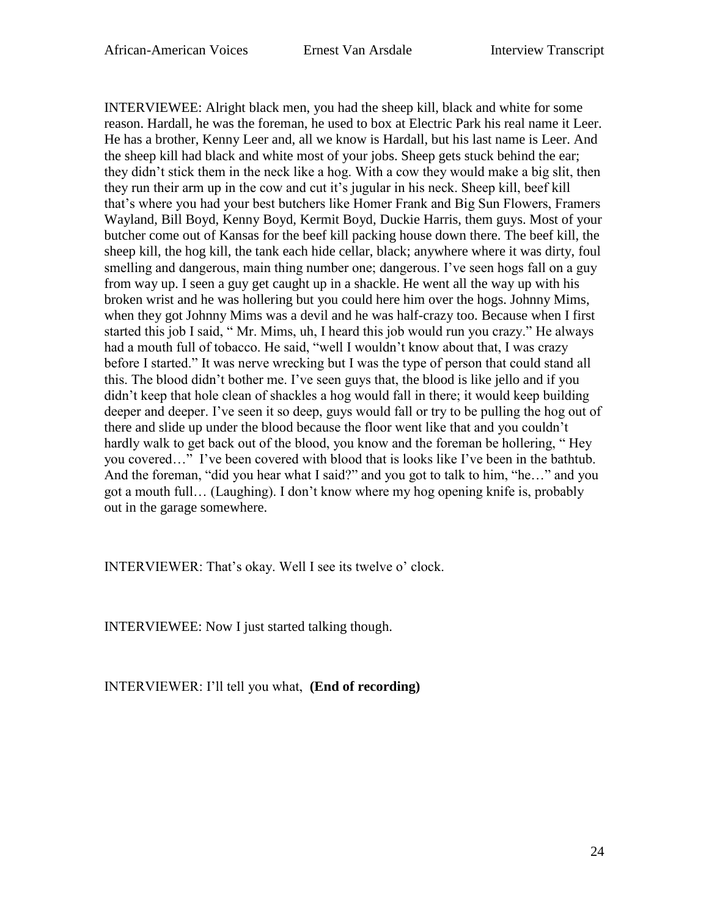INTERVIEWEE: Alright black men, you had the sheep kill, black and white for some reason. Hardall, he was the foreman, he used to box at Electric Park his real name it Leer. He has a brother, Kenny Leer and, all we know is Hardall, but his last name is Leer. And the sheep kill had black and white most of your jobs. Sheep gets stuck behind the ear; they didn't stick them in the neck like a hog. With a cow they would make a big slit, then they run their arm up in the cow and cut it's jugular in his neck. Sheep kill, beef kill that's where you had your best butchers like Homer Frank and Big Sun Flowers, Framers Wayland, Bill Boyd, Kenny Boyd, Kermit Boyd, Duckie Harris, them guys. Most of your butcher come out of Kansas for the beef kill packing house down there. The beef kill, the sheep kill, the hog kill, the tank each hide cellar, black; anywhere where it was dirty, foul smelling and dangerous, main thing number one; dangerous. I've seen hogs fall on a guy from way up. I seen a guy get caught up in a shackle. He went all the way up with his broken wrist and he was hollering but you could here him over the hogs. Johnny Mims, when they got Johnny Mims was a devil and he was half-crazy too. Because when I first started this job I said, " Mr. Mims, uh, I heard this job would run you crazy." He always had a mouth full of tobacco. He said, "well I wouldn't know about that, I was crazy before I started." It was nerve wrecking but I was the type of person that could stand all this. The blood didn't bother me. I've seen guys that, the blood is like jello and if you didn't keep that hole clean of shackles a hog would fall in there; it would keep building deeper and deeper. I've seen it so deep, guys would fall or try to be pulling the hog out of there and slide up under the blood because the floor went like that and you couldn't hardly walk to get back out of the blood, you know and the foreman be hollering, " Hey you covered…" I've been covered with blood that is looks like I've been in the bathtub. And the foreman, "did you hear what I said?" and you got to talk to him, "he…" and you got a mouth full… (Laughing). I don't know where my hog opening knife is, probably out in the garage somewhere.

INTERVIEWER: That's okay. Well I see its twelve o' clock.

INTERVIEWEE: Now I just started talking though.

INTERVIEWER: I'll tell you what, **(End of recording)**